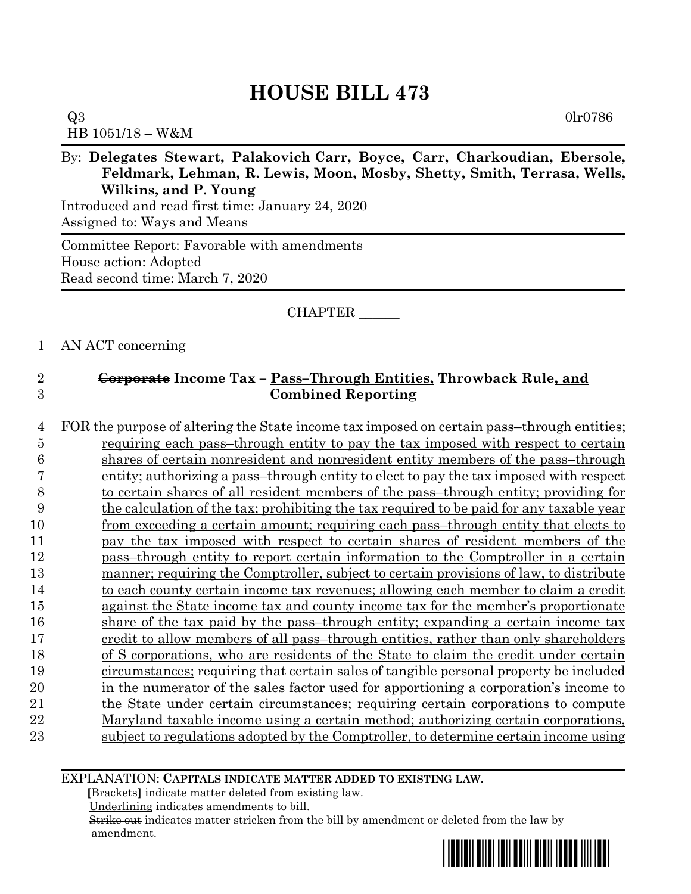# HOUSE BILL 473

Q3 0lr0786
HB 1051/18 – W&M

By: **Delegates Stewart, Palakovich Carr, Boyce, Carr, Charkoudian, Ebersole, Feldmark, Lehman, R. Lewis, Moon, Mosby, Shetty, Smith, Terrasa, Wells, Wilkins, and P. Young**

Introduced and read first time: January 24, 2020
Assigned to: Ways and Means

Committee Report: Favorable with amendments
House action: Adopted
Read second time: March 7, 2020

CHAPTER ______

1 AN ACT concerning

2 ~~Corporate~~ **Income Tax – Pass–Through Entities, Throwback Rule, and**
3 **Combined Reporting**

4 FOR the purpose of altering the State income tax imposed on certain pass–through entities;
5 requiring each pass–through entity to pay the tax imposed with respect to certain
6 shares of certain nonresident and nonresident entity members of the pass–through
7 entity; authorizing a pass–through entity to elect to pay the tax imposed with respect
8 to certain shares of all resident members of the pass–through entity; providing for
9 the calculation of the tax; prohibiting the tax required to be paid for any taxable year
10 from exceeding a certain amount; requiring each pass–through entity that elects to
11 pay the tax imposed with respect to certain shares of resident members of the
12 pass–through entity to report certain information to the Comptroller in a certain
13 manner; requiring the Comptroller, subject to certain provisions of law, to distribute
14 to each county certain income tax revenues; allowing each member to claim a credit
15 against the State income tax and county income tax for the member's proportionate
16 share of the tax paid by the pass–through entity; expanding a certain income tax
17 credit to allow members of all pass–through entities, rather than only shareholders
18 of S corporations, who are residents of the State to claim the credit under certain
19 circumstances; requiring that certain sales of tangible personal property be included
20 in the numerator of the sales factor used for apportioning a corporation's income to
21 the State under certain circumstances; requiring certain corporations to compute
22 Maryland taxable income using a certain method; authorizing certain corporations,
23 subject to regulations adopted by the Comptroller, to determine certain income using

EXPLANATION: **CAPITALS INDICATE MATTER ADDED TO EXISTING LAW.**
**[**Brackets**]** indicate matter deleted from existing law.
Underlining indicates amendments to bill.
~~Strike out~~ indicates matter stricken from the bill by amendment or deleted from the law by amendment.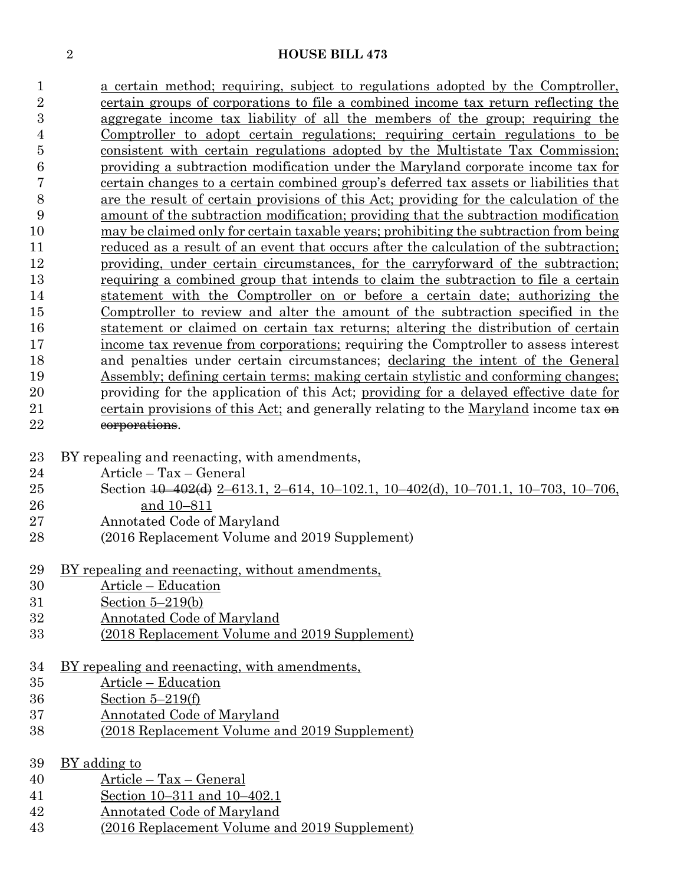a certain method; requiring, subject to regulations adopted by the Comptroller, certain groups of corporations to file a combined income tax return reflecting the aggregate income tax liability of all the members of the group; requiring the Comptroller to adopt certain regulations; requiring certain regulations to be consistent with certain regulations adopted by the Multistate Tax Commission; providing a subtraction modification under the Maryland corporate income tax for certain changes to a certain combined group's deferred tax assets or liabilities that are the result of certain provisions of this Act; providing for the calculation of the amount of the subtraction modification; providing that the subtraction modification may be claimed only for certain taxable years; prohibiting the subtraction from being reduced as a result of an event that occurs after the calculation of the subtraction; providing, under certain circumstances, for the carryforward of the subtraction; requiring a combined group that intends to claim the subtraction to file a certain statement with the Comptroller on or before a certain date; authorizing the Comptroller to review and alter the amount of the subtraction specified in the statement or claimed on certain tax returns; altering the distribution of certain income tax revenue from corporations; requiring the Comptroller to assess interest and penalties under certain circumstances; declaring the intent of the General Assembly; defining certain terms; making certain stylistic and conforming changes; providing for the application of this Act; providing for a delayed effective date for certain provisions of this Act; and generally relating to the Maryland income tax ~~on corporations~~.

BY repealing and reenacting, with amendments,
Article – Tax – General
Section ~~10–402(d)~~ 2–613.1, 2–614, 10–102.1, 10–402(d), 10–701.1, 10–703, 10–706, and 10–811
Annotated Code of Maryland
(2016 Replacement Volume and 2019 Supplement)

BY repealing and reenacting, without amendments,
Article – Education
Section 5–219(b)
Annotated Code of Maryland
(2018 Replacement Volume and 2019 Supplement)

BY repealing and reenacting, with amendments,
Article – Education
Section 5–219(f)
Annotated Code of Maryland
(2018 Replacement Volume and 2019 Supplement)

BY adding to
Article – Tax – General
Section 10–311 and 10–402.1
Annotated Code of Maryland
(2016 Replacement Volume and 2019 Supplement)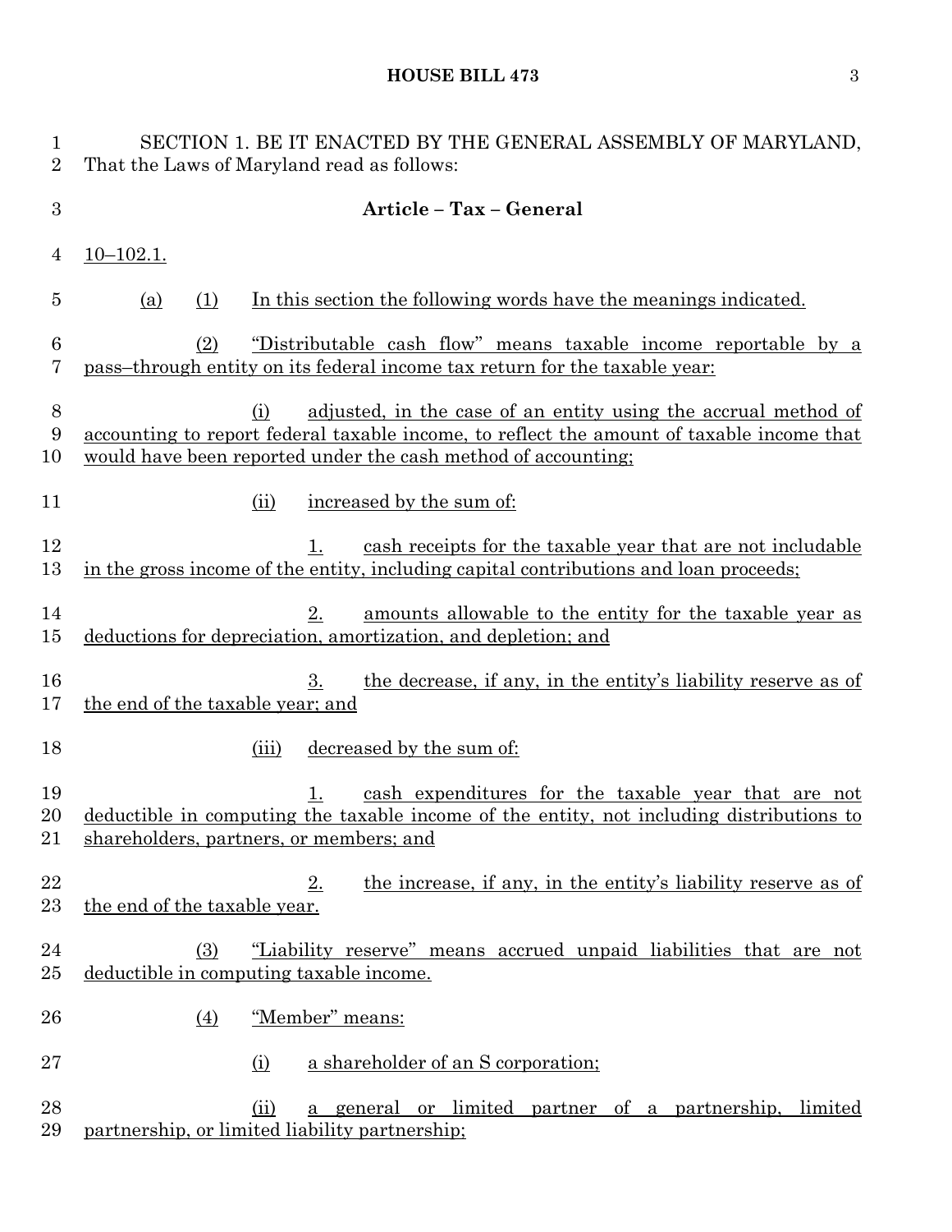SECTION 1. BE IT ENACTED BY THE GENERAL ASSEMBLY OF MARYLAND, That the Laws of Maryland read as follows:

**Article – Tax – General**

10–102.1.

(a) (1) In this section the following words have the meanings indicated.

(2) "Distributable cash flow" means taxable income reportable by a pass–through entity on its federal income tax return for the taxable year:

(i) adjusted, in the case of an entity using the accrual method of accounting to report federal taxable income, to reflect the amount of taxable income that would have been reported under the cash method of accounting;

(ii) increased by the sum of:

1. cash receipts for the taxable year that are not includable in the gross income of the entity, including capital contributions and loan proceeds;

2. amounts allowable to the entity for the taxable year as deductions for depreciation, amortization, and depletion; and

3. the decrease, if any, in the entity's liability reserve as of the end of the taxable year; and

(iii) decreased by the sum of:

1. cash expenditures for the taxable year that are not deductible in computing the taxable income of the entity, not including distributions to shareholders, partners, or members; and

2. the increase, if any, in the entity's liability reserve as of the end of the taxable year.

(3) "Liability reserve" means accrued unpaid liabilities that are not deductible in computing taxable income.

(4) "Member" means:

(i) a shareholder of an S corporation;

(ii) a general or limited partner of a partnership, limited partnership, or limited liability partnership;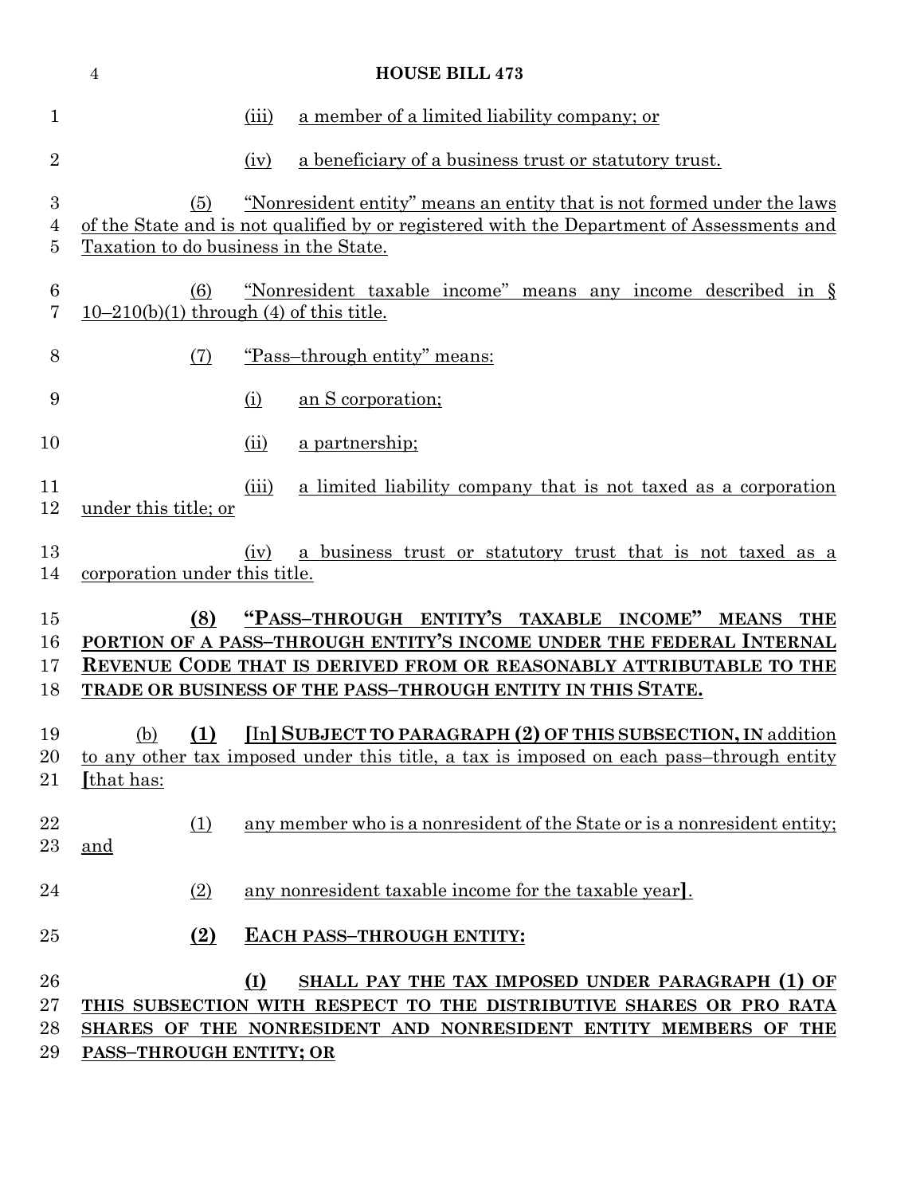(iii) a member of a limited liability company; or

(iv) a beneficiary of a business trust or statutory trust.

(5) "Nonresident entity" means an entity that is not formed under the laws of the State and is not qualified by or registered with the Department of Assessments and Taxation to do business in the State.

(6) "Nonresident taxable income" means any income described in § 10–210(b)(1) through (4) of this title.

(7) "Pass–through entity" means:

(i) an S corporation;

(ii) a partnership;

(iii) a limited liability company that is not taxed as a corporation under this title; or

(iv) a business trust or statutory trust that is not taxed as a corporation under this title.

**(8) "PASS–THROUGH ENTITY'S TAXABLE INCOME" MEANS THE PORTION OF A PASS–THROUGH ENTITY'S INCOME UNDER THE FEDERAL INTERNAL REVENUE CODE THAT IS DERIVED FROM OR REASONABLY ATTRIBUTABLE TO THE TRADE OR BUSINESS OF THE PASS–THROUGH ENTITY IN THIS STATE.**

(b) **(1)** [In] **SUBJECT TO PARAGRAPH (2) OF THIS SUBSECTION, IN** addition to any other tax imposed under this title, a tax is imposed on each pass–through entity [that has:

(1) any member who is a nonresident of the State or is a nonresident entity; and

(2) any nonresident taxable income for the taxable year].

**(2) EACH PASS–THROUGH ENTITY:**

**(I) SHALL PAY THE TAX IMPOSED UNDER PARAGRAPH (1) OF THIS SUBSECTION WITH RESPECT TO THE DISTRIBUTIVE SHARES OR PRO RATA SHARES OF THE NONRESIDENT AND NONRESIDENT ENTITY MEMBERS OF THE PASS–THROUGH ENTITY; OR**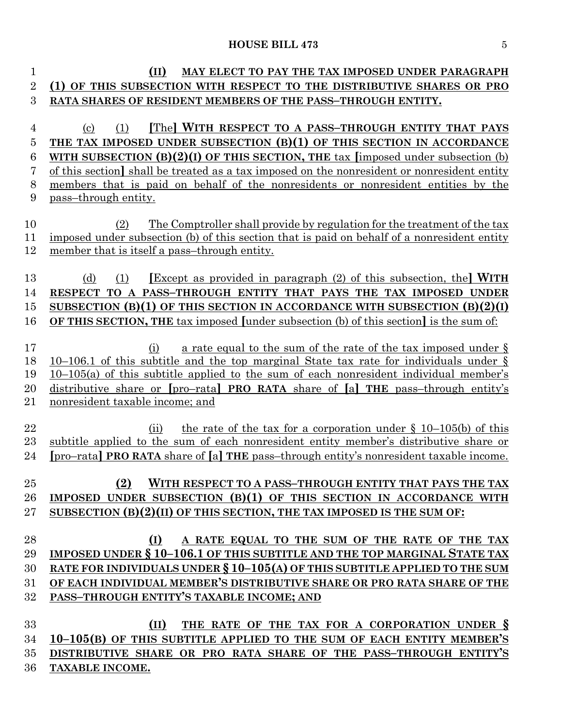**(II) MAY ELECT TO PAY THE TAX IMPOSED UNDER PARAGRAPH (1) OF THIS SUBSECTION WITH RESPECT TO THE DISTRIBUTIVE SHARES OR PRO RATA SHARES OF RESIDENT MEMBERS OF THE PASS–THROUGH ENTITY.**

(c) (1) [The] **WITH RESPECT TO A PASS–THROUGH ENTITY THAT PAYS THE TAX IMPOSED UNDER SUBSECTION (B)(1) OF THIS SECTION IN ACCORDANCE WITH SUBSECTION (B)(2)(I) OF THIS SECTION, THE** tax [imposed under subsection (b) of this section] shall be treated as a tax imposed on the nonresident or nonresident entity members that is paid on behalf of the nonresidents or nonresident entities by the pass–through entity.

(2) The Comptroller shall provide by regulation for the treatment of the tax imposed under subsection (b) of this section that is paid on behalf of a nonresident entity member that is itself a pass–through entity.

(d) (1) [Except as provided in paragraph (2) of this subsection, the] **WITH RESPECT TO A PASS–THROUGH ENTITY THAT PAYS THE TAX IMPOSED UNDER SUBSECTION (B)(1) OF THIS SECTION IN ACCORDANCE WITH SUBSECTION (B)(2)(I) OF THIS SECTION, THE** tax imposed [under subsection (b) of this section] is the sum of:

(i) a rate equal to the sum of the rate of the tax imposed under § 10–106.1 of this subtitle and the top marginal State tax rate for individuals under § 10–105(a) of this subtitle applied to the sum of each nonresident individual member's distributive share or [pro–rata] **PRO RATA** share of [a] **THE** pass–through entity's nonresident taxable income; and

(ii) the rate of the tax for a corporation under § 10–105(b) of this subtitle applied to the sum of each nonresident entity member's distributive share or [pro–rata] **PRO RATA** share of [a] **THE** pass–through entity's nonresident taxable income.

**(2) WITH RESPECT TO A PASS–THROUGH ENTITY THAT PAYS THE TAX IMPOSED UNDER SUBSECTION (B)(1) OF THIS SECTION IN ACCORDANCE WITH SUBSECTION (B)(2)(II) OF THIS SECTION, THE TAX IMPOSED IS THE SUM OF:**

**(I) A RATE EQUAL TO THE SUM OF THE RATE OF THE TAX IMPOSED UNDER § 10–106.1 OF THIS SUBTITLE AND THE TOP MARGINAL STATE TAX RATE FOR INDIVIDUALS UNDER § 10–105(A) OF THIS SUBTITLE APPLIED TO THE SUM OF EACH INDIVIDUAL MEMBER'S DISTRIBUTIVE SHARE OR PRO RATA SHARE OF THE PASS–THROUGH ENTITY'S TAXABLE INCOME; AND**

**(II) THE RATE OF THE TAX FOR A CORPORATION UNDER § 10–105(B) OF THIS SUBTITLE APPLIED TO THE SUM OF EACH ENTITY MEMBER'S DISTRIBUTIVE SHARE OR PRO RATA SHARE OF THE PASS–THROUGH ENTITY'S TAXABLE INCOME.**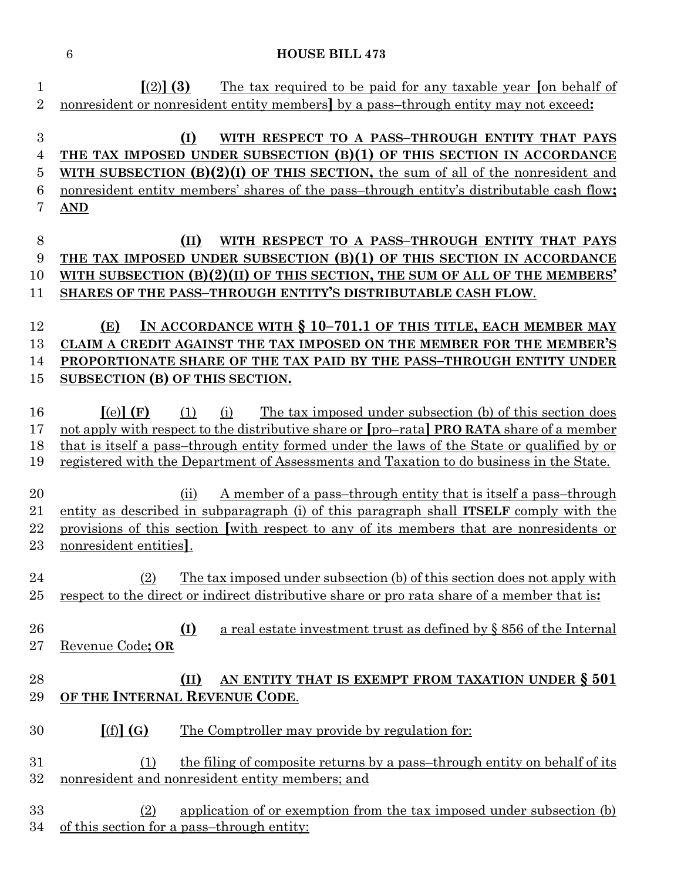[(2)] **(3)** The tax required to be paid for any taxable year [on behalf of nonresident or nonresident entity members] by a pass–through entity may not exceed**:**

**(I) WITH RESPECT TO A PASS–THROUGH ENTITY THAT PAYS THE TAX IMPOSED UNDER SUBSECTION (B)(1) OF THIS SECTION IN ACCORDANCE WITH SUBSECTION (B)(2)(I) OF THIS SECTION,** the sum of all of the nonresident and nonresident entity members' shares of the pass–through entity's distributable cash flow**; AND**

**(II) WITH RESPECT TO A PASS–THROUGH ENTITY THAT PAYS THE TAX IMPOSED UNDER SUBSECTION (B)(1) OF THIS SECTION IN ACCORDANCE WITH SUBSECTION (B)(2)(II) OF THIS SECTION, THE SUM OF ALL OF THE MEMBERS' SHARES OF THE PASS–THROUGH ENTITY'S DISTRIBUTABLE CASH FLOW**.

**(E) IN ACCORDANCE WITH § 10–701.1 OF THIS TITLE, EACH MEMBER MAY CLAIM A CREDIT AGAINST THE TAX IMPOSED ON THE MEMBER FOR THE MEMBER'S PROPORTIONATE SHARE OF THE TAX PAID BY THE PASS–THROUGH ENTITY UNDER SUBSECTION (B) OF THIS SECTION.**

[(e)] **(F)** (1) (i) The tax imposed under subsection (b) of this section does not apply with respect to the distributive share or [pro–rata] **PRO RATA** share of a member that is itself a pass–through entity formed under the laws of the State or qualified by or registered with the Department of Assessments and Taxation to do business in the State.

(ii) A member of a pass–through entity that is itself a pass–through entity as described in subparagraph (i) of this paragraph shall **ITSELF** comply with the provisions of this section [with respect to any of its members that are nonresidents or nonresident entities].

(2) The tax imposed under subsection (b) of this section does not apply with respect to the direct or indirect distributive share or pro rata share of a member that is**:**

**(I)** a real estate investment trust as defined by § 856 of the Internal Revenue Code**; OR**

**(II) AN ENTITY THAT IS EXEMPT FROM TAXATION UNDER § 501 OF THE INTERNAL REVENUE CODE**.

[(f)] **(G)** The Comptroller may provide by regulation for:

(1) the filing of composite returns by a pass–through entity on behalf of its nonresident and nonresident entity members; and

(2) application of or exemption from the tax imposed under subsection (b) of this section for a pass–through entity: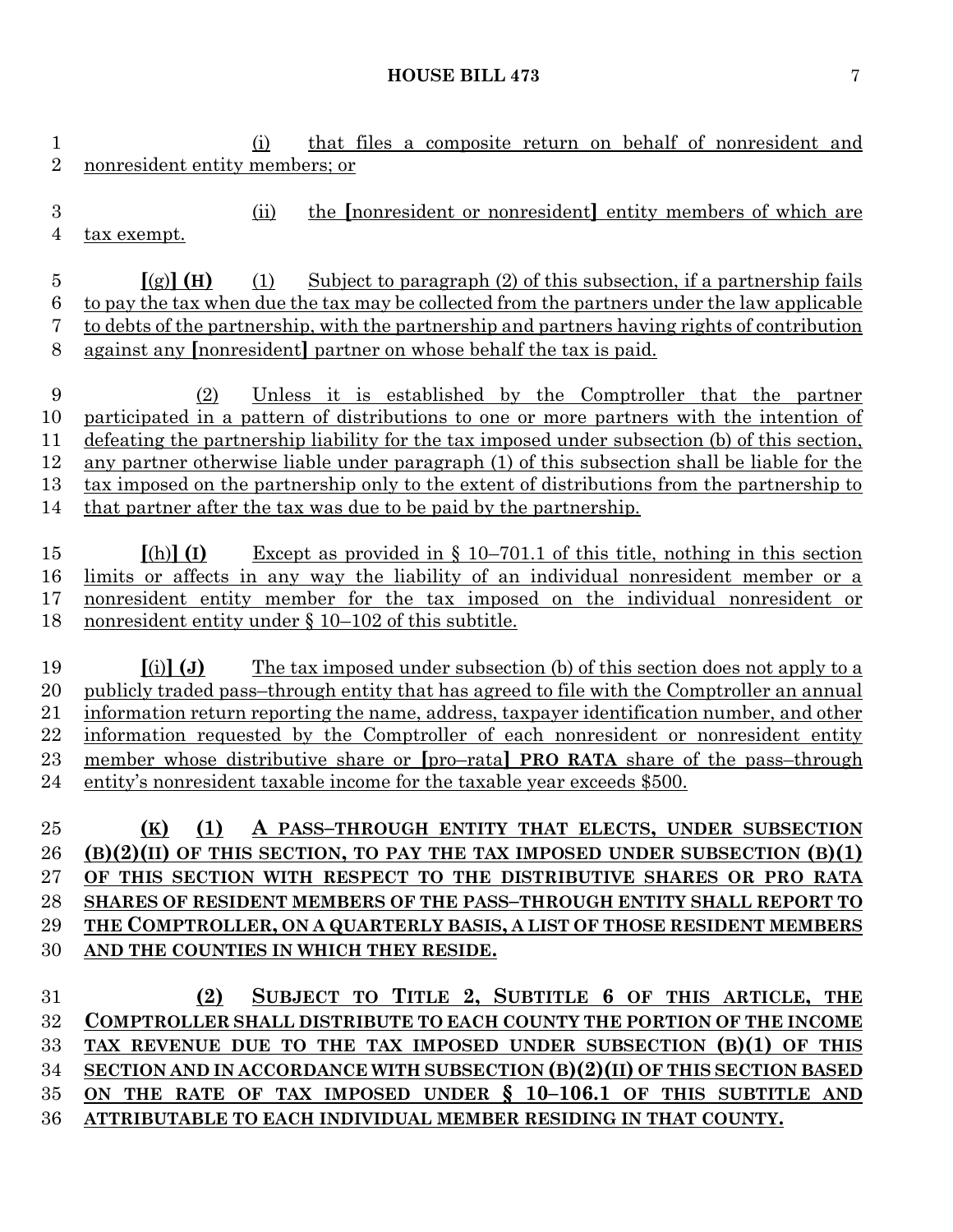(i) that files a composite return on behalf of nonresident and nonresident entity members; or

(ii) the [nonresident or nonresident] entity members of which are tax exempt.

[(g)] **(H)** (1) Subject to paragraph (2) of this subsection, if a partnership fails to pay the tax when due the tax may be collected from the partners under the law applicable to debts of the partnership, with the partnership and partners having rights of contribution against any [nonresident] partner on whose behalf the tax is paid.

(2) Unless it is established by the Comptroller that the partner participated in a pattern of distributions to one or more partners with the intention of defeating the partnership liability for the tax imposed under subsection (b) of this section, any partner otherwise liable under paragraph (1) of this subsection shall be liable for the tax imposed on the partnership only to the extent of distributions from the partnership to that partner after the tax was due to be paid by the partnership.

[(h)] **(I)** Except as provided in § 10–701.1 of this title, nothing in this section limits or affects in any way the liability of an individual nonresident member or a nonresident entity member for the tax imposed on the individual nonresident or nonresident entity under § 10–102 of this subtitle.

[(i)] **(J)** The tax imposed under subsection (b) of this section does not apply to a publicly traded pass–through entity that has agreed to file with the Comptroller an annual information return reporting the name, address, taxpayer identification number, and other information requested by the Comptroller of each nonresident or nonresident entity member whose distributive share or [pro–rata] **PRO RATA** share of the pass–through entity's nonresident taxable income for the taxable year exceeds $500.

**(K) (1) A PASS–THROUGH ENTITY THAT ELECTS, UNDER SUBSECTION (B)(2)(II) OF THIS SECTION, TO PAY THE TAX IMPOSED UNDER SUBSECTION (B)(1) OF THIS SECTION WITH RESPECT TO THE DISTRIBUTIVE SHARES OR PRO RATA SHARES OF RESIDENT MEMBERS OF THE PASS–THROUGH ENTITY SHALL REPORT TO THE COMPTROLLER, ON A QUARTERLY BASIS, A LIST OF THOSE RESIDENT MEMBERS AND THE COUNTIES IN WHICH THEY RESIDE.**

**(2) SUBJECT TO TITLE 2, SUBTITLE 6 OF THIS ARTICLE, THE COMPTROLLER SHALL DISTRIBUTE TO EACH COUNTY THE PORTION OF THE INCOME TAX REVENUE DUE TO THE TAX IMPOSED UNDER SUBSECTION (B)(1) OF THIS SECTION AND IN ACCORDANCE WITH SUBSECTION (B)(2)(II) OF THIS SECTION BASED ON THE RATE OF TAX IMPOSED UNDER § 10–106.1 OF THIS SUBTITLE AND ATTRIBUTABLE TO EACH INDIVIDUAL MEMBER RESIDING IN THAT COUNTY.**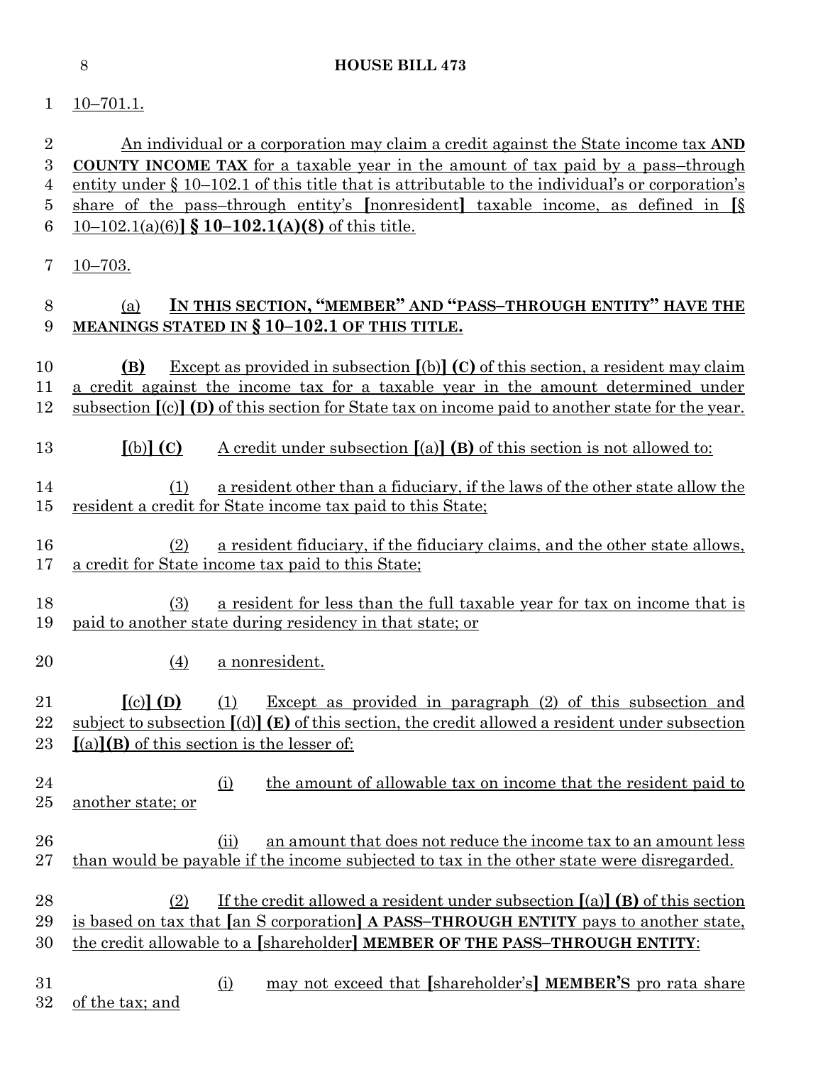10–701.1.

An individual or a corporation may claim a credit against the State income tax **AND COUNTY INCOME TAX** for a taxable year in the amount of tax paid by a pass–through entity under § 10–102.1 of this title that is attributable to the individual's or corporation's share of the pass–through entity's [nonresident] taxable income, as defined in [§ 10–102.1(a)(6)] **§ 10–102.1(A)(8)** of this title.

10–703.

(a) **IN THIS SECTION, "MEMBER" AND "PASS–THROUGH ENTITY" HAVE THE MEANINGS STATED IN § 10–102.1 OF THIS TITLE.**

**(B)** Except as provided in subsection [(b)] **(C)** of this section, a resident may claim a credit against the income tax for a taxable year in the amount determined under subsection [(c)] **(D)** of this section for State tax on income paid to another state for the year.

[(b)] **(C)** A credit under subsection [(a)] **(B)** of this section is not allowed to:

(1) a resident other than a fiduciary, if the laws of the other state allow the resident a credit for State income tax paid to this State;

(2) a resident fiduciary, if the fiduciary claims, and the other state allows, a credit for State income tax paid to this State;

(3) a resident for less than the full taxable year for tax on income that is paid to another state during residency in that state; or

(4) a nonresident.

[(c)] **(D)** (1) Except as provided in paragraph (2) of this subsection and subject to subsection [(d)] **(E)** of this section, the credit allowed a resident under subsection [(a)]**(B)** of this section is the lesser of:

(i) the amount of allowable tax on income that the resident paid to another state; or

(ii) an amount that does not reduce the income tax to an amount less than would be payable if the income subjected to tax in the other state were disregarded.

(2) If the credit allowed a resident under subsection [(a)] **(B)** of this section is based on tax that [an S corporation] **A PASS–THROUGH ENTITY** pays to another state, the credit allowable to a [shareholder] **MEMBER OF THE PASS–THROUGH ENTITY**:

(i) may not exceed that [shareholder's] **MEMBER'S** pro rata share of the tax; and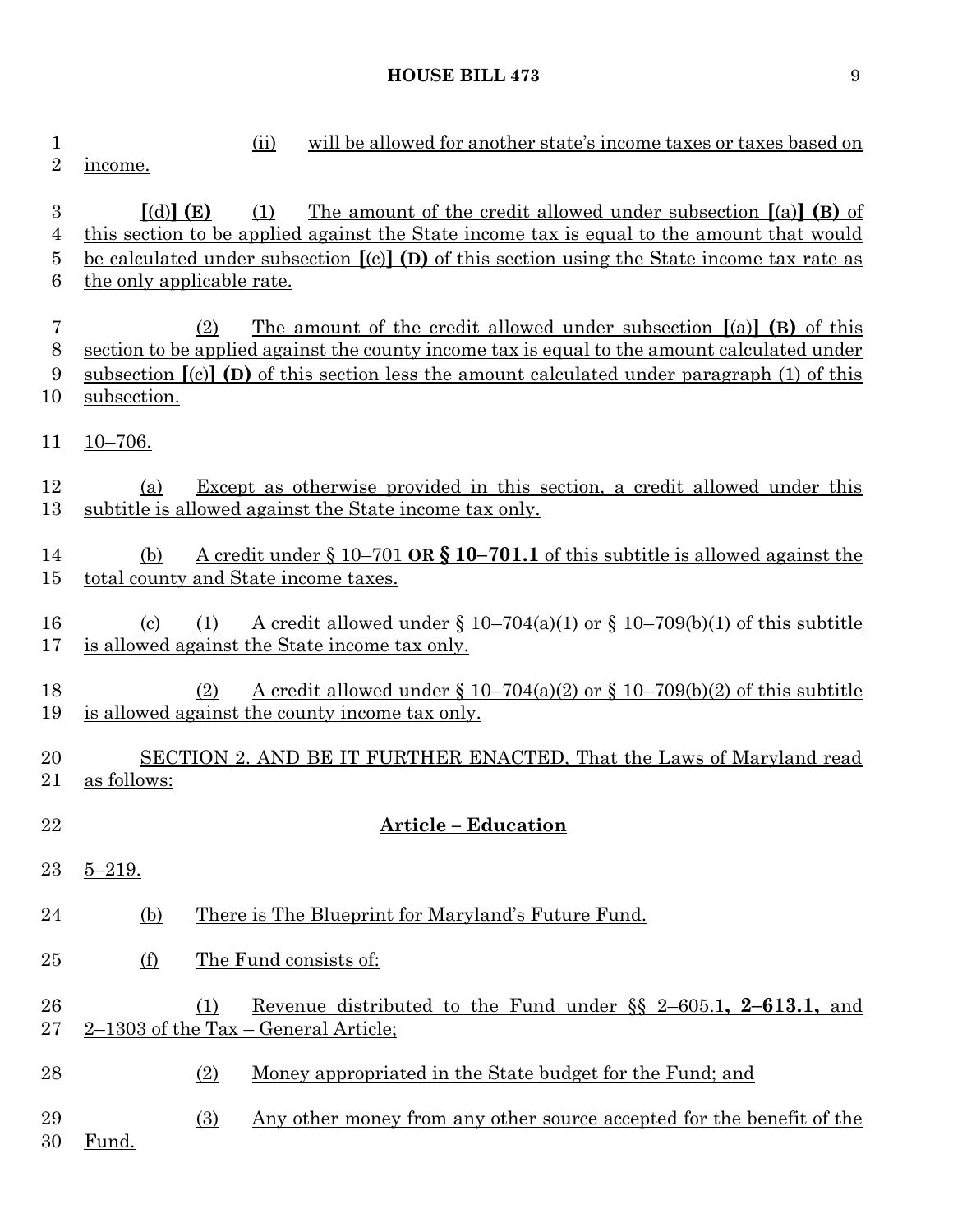(ii) will be allowed for another state's income taxes or taxes based on income.

[(d)] **(E)** (1) The amount of the credit allowed under subsection [(a)] **(B)** of this section to be applied against the State income tax is equal to the amount that would be calculated under subsection [(c)] **(D)** of this section using the State income tax rate as the only applicable rate.

(2) The amount of the credit allowed under subsection [(a)] **(B)** of this section to be applied against the county income tax is equal to the amount calculated under subsection [(c)] **(D)** of this section less the amount calculated under paragraph (1) of this subsection.

10–706.

(a) Except as otherwise provided in this section, a credit allowed under this subtitle is allowed against the State income tax only.

(b) A credit under § 10–701 **OR § 10–701.1** of this subtitle is allowed against the total county and State income taxes.

(c) (1) A credit allowed under § 10–704(a)(1) or § 10–709(b)(1) of this subtitle is allowed against the State income tax only.

(2) A credit allowed under § 10–704(a)(2) or § 10–709(b)(2) of this subtitle is allowed against the county income tax only.

SECTION 2. AND BE IT FURTHER ENACTED, That the Laws of Maryland read as follows:

**Article – Education**

5–219.

(b) There is The Blueprint for Maryland's Future Fund.

(f) The Fund consists of:

(1) Revenue distributed to the Fund under §§ 2–605.1**, 2–613.1,** and 2–1303 of the Tax – General Article;

(2) Money appropriated in the State budget for the Fund; and

(3) Any other money from any other source accepted for the benefit of the Fund.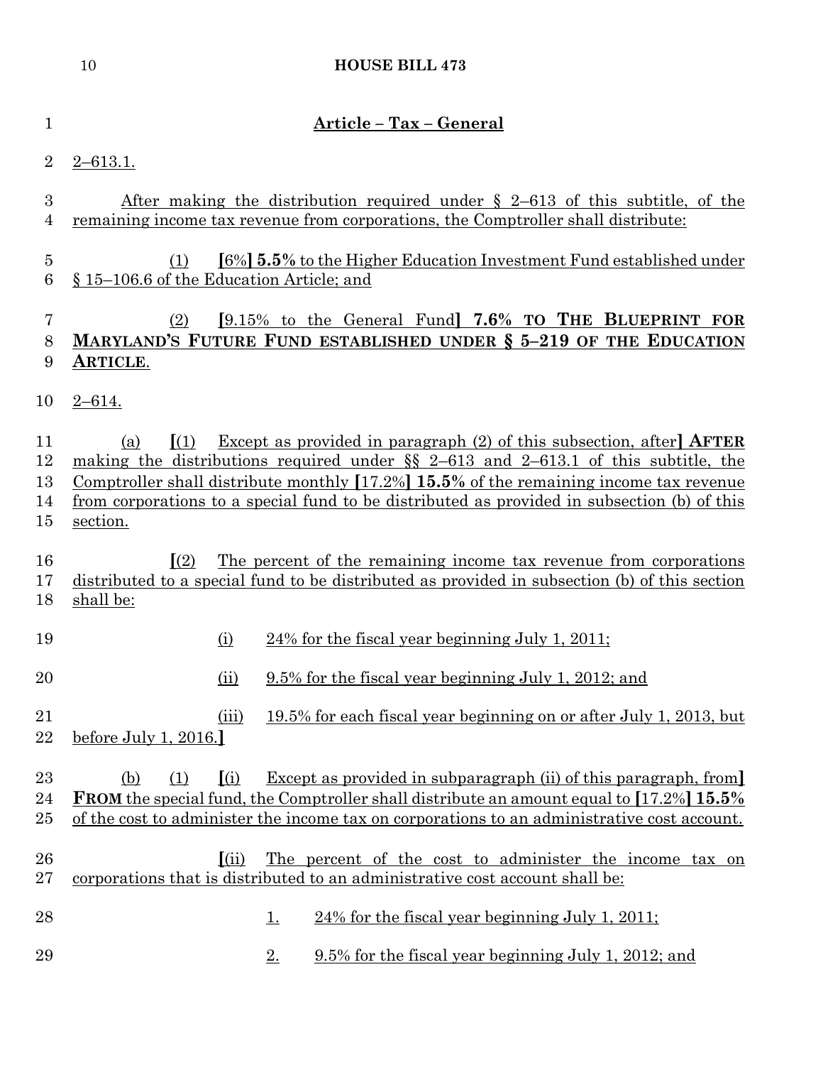**Article – Tax – General**

2–613.1.

After making the distribution required under § 2–613 of this subtitle, of the remaining income tax revenue from corporations, the Comptroller shall distribute:

(1) [6%] **5.5%** to the Higher Education Investment Fund established under § 15–106.6 of the Education Article; and

(2) [9.15% to the General Fund] **7.6% TO THE BLUEPRINT FOR MARYLAND'S FUTURE FUND ESTABLISHED UNDER § 5–219 OF THE EDUCATION ARTICLE**.

2–614.

(a) [(1) Except as provided in paragraph (2) of this subsection, after] **AFTER** making the distributions required under §§ 2–613 and 2–613.1 of this subtitle, the Comptroller shall distribute monthly [17.2%] **15.5%** of the remaining income tax revenue from corporations to a special fund to be distributed as provided in subsection (b) of this section.

[(2) The percent of the remaining income tax revenue from corporations distributed to a special fund to be distributed as provided in subsection (b) of this section shall be:

(i) 24% for the fiscal year beginning July 1, 2011;

(ii) 9.5% for the fiscal year beginning July 1, 2012; and

(iii) 19.5% for each fiscal year beginning on or after July 1, 2013, but before July 1, 2016.]

(b) (1) [(i) Except as provided in subparagraph (ii) of this paragraph, from] **FROM** the special fund, the Comptroller shall distribute an amount equal to [17.2%] **15.5%** of the cost to administer the income tax on corporations to an administrative cost account.

[(ii) The percent of the cost to administer the income tax on corporations that is distributed to an administrative cost account shall be:

1. 24% for the fiscal year beginning July 1, 2011;

2. 9.5% for the fiscal year beginning July 1, 2012; and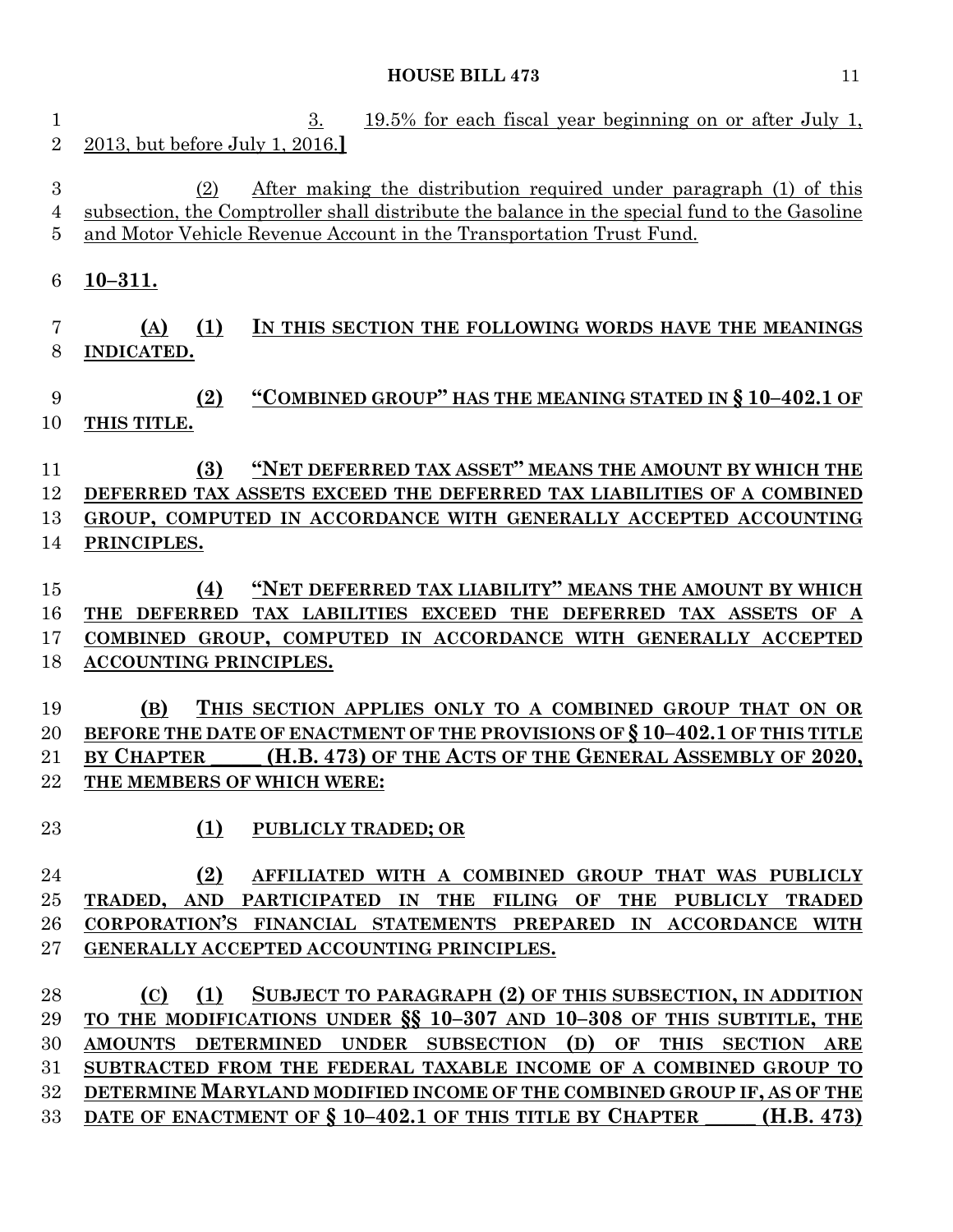3. 19.5% for each fiscal year beginning on or after July 1, 2013, but before July 1, 2016.]

(2) After making the distribution required under paragraph (1) of this subsection, the Comptroller shall distribute the balance in the special fund to the Gasoline and Motor Vehicle Revenue Account in the Transportation Trust Fund.

**10–311.**

**(A) (1) IN THIS SECTION THE FOLLOWING WORDS HAVE THE MEANINGS INDICATED.**

**(2) "COMBINED GROUP" HAS THE MEANING STATED IN § 10–402.1 OF THIS TITLE.**

**(3) "NET DEFERRED TAX ASSET" MEANS THE AMOUNT BY WHICH THE DEFERRED TAX ASSETS EXCEED THE DEFERRED TAX LIABILITIES OF A COMBINED GROUP, COMPUTED IN ACCORDANCE WITH GENERALLY ACCEPTED ACCOUNTING PRINCIPLES.**

**(4) "NET DEFERRED TAX LIABILITY" MEANS THE AMOUNT BY WHICH THE DEFERRED TAX LABILITIES EXCEED THE DEFERRED TAX ASSETS OF A COMBINED GROUP, COMPUTED IN ACCORDANCE WITH GENERALLY ACCEPTED ACCOUNTING PRINCIPLES.**

**(B) THIS SECTION APPLIES ONLY TO A COMBINED GROUP THAT ON OR BEFORE THE DATE OF ENACTMENT OF THE PROVISIONS OF § 10–402.1 OF THIS TITLE BY CHAPTER \_\_\_\_\_ (H.B. 473) OF THE ACTS OF THE GENERAL ASSEMBLY OF 2020, THE MEMBERS OF WHICH WERE:**

**(1) PUBLICLY TRADED; OR**

**(2) AFFILIATED WITH A COMBINED GROUP THAT WAS PUBLICLY TRADED, AND PARTICIPATED IN THE FILING OF THE PUBLICLY TRADED CORPORATION'S FINANCIAL STATEMENTS PREPARED IN ACCORDANCE WITH GENERALLY ACCEPTED ACCOUNTING PRINCIPLES.**

**(C) (1) SUBJECT TO PARAGRAPH (2) OF THIS SUBSECTION, IN ADDITION TO THE MODIFICATIONS UNDER §§ 10–307 AND 10–308 OF THIS SUBTITLE, THE AMOUNTS DETERMINED UNDER SUBSECTION (D) OF THIS SECTION ARE SUBTRACTED FROM THE FEDERAL TAXABLE INCOME OF A COMBINED GROUP TO DETERMINE MARYLAND MODIFIED INCOME OF THE COMBINED GROUP IF, AS OF THE DATE OF ENACTMENT OF § 10–402.1 OF THIS TITLE BY CHAPTER \_\_\_\_\_ (H.B. 473)**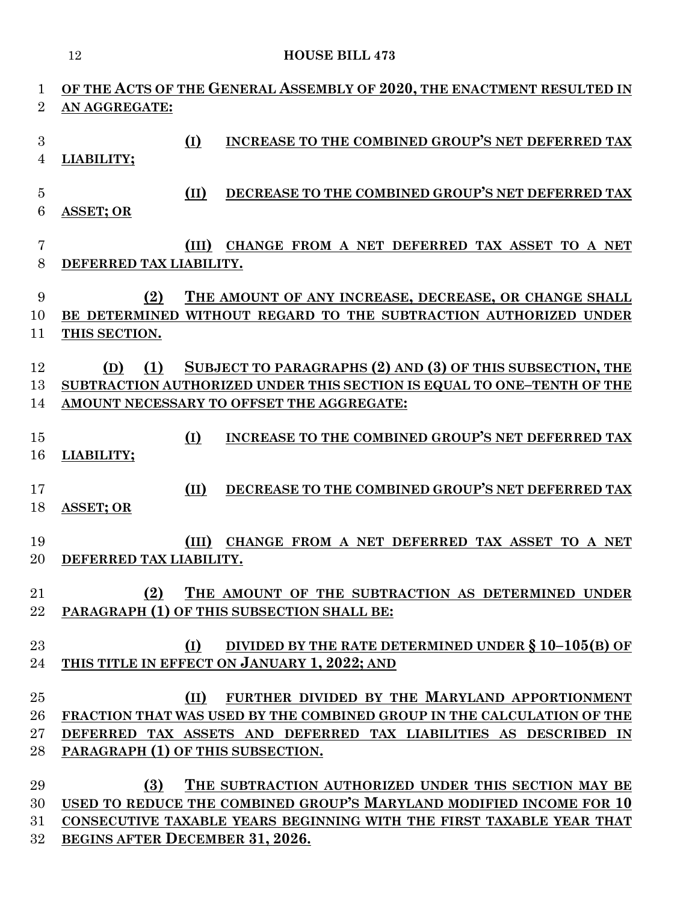OF THE ACTS OF THE GENERAL ASSEMBLY OF 2020, THE ENACTMENT RESULTED IN AN AGGREGATE:

(I) INCREASE TO THE COMBINED GROUP'S NET DEFERRED TAX LIABILITY;

(II) DECREASE TO THE COMBINED GROUP'S NET DEFERRED TAX ASSET; OR

(III) CHANGE FROM A NET DEFERRED TAX ASSET TO A NET DEFERRED TAX LIABILITY.

(2) THE AMOUNT OF ANY INCREASE, DECREASE, OR CHANGE SHALL BE DETERMINED WITHOUT REGARD TO THE SUBTRACTION AUTHORIZED UNDER THIS SECTION.

(D) (1) SUBJECT TO PARAGRAPHS (2) AND (3) OF THIS SUBSECTION, THE SUBTRACTION AUTHORIZED UNDER THIS SECTION IS EQUAL TO ONE–TENTH OF THE AMOUNT NECESSARY TO OFFSET THE AGGREGATE:

(I) INCREASE TO THE COMBINED GROUP'S NET DEFERRED TAX LIABILITY;

(II) DECREASE TO THE COMBINED GROUP'S NET DEFERRED TAX ASSET; OR

(III) CHANGE FROM A NET DEFERRED TAX ASSET TO A NET DEFERRED TAX LIABILITY.

(2) THE AMOUNT OF THE SUBTRACTION AS DETERMINED UNDER PARAGRAPH (1) OF THIS SUBSECTION SHALL BE:

(I) DIVIDED BY THE RATE DETERMINED UNDER § 10–105(B) OF THIS TITLE IN EFFECT ON JANUARY 1, 2022; AND

(II) FURTHER DIVIDED BY THE MARYLAND APPORTIONMENT FRACTION THAT WAS USED BY THE COMBINED GROUP IN THE CALCULATION OF THE DEFERRED TAX ASSETS AND DEFERRED TAX LIABILITIES AS DESCRIBED IN PARAGRAPH (1) OF THIS SUBSECTION.

(3) THE SUBTRACTION AUTHORIZED UNDER THIS SECTION MAY BE USED TO REDUCE THE COMBINED GROUP'S MARYLAND MODIFIED INCOME FOR 10 CONSECUTIVE TAXABLE YEARS BEGINNING WITH THE FIRST TAXABLE YEAR THAT BEGINS AFTER DECEMBER 31, 2026.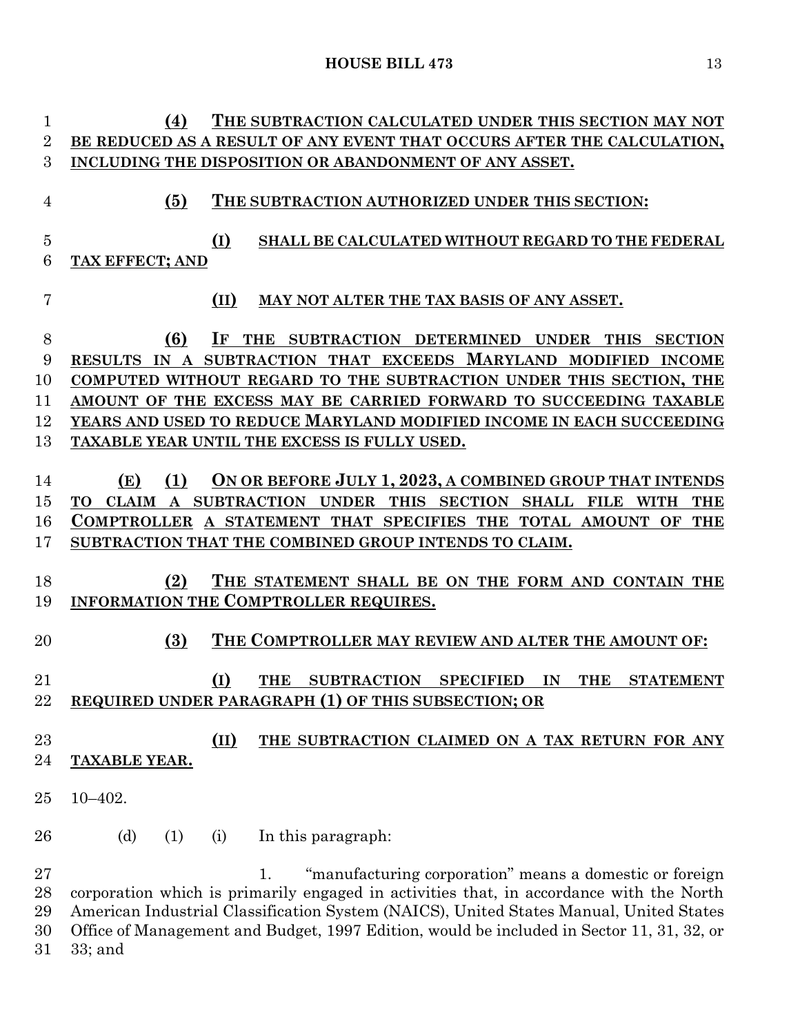**(4) THE SUBTRACTION CALCULATED UNDER THIS SECTION MAY NOT BE REDUCED AS A RESULT OF ANY EVENT THAT OCCURS AFTER THE CALCULATION, INCLUDING THE DISPOSITION OR ABANDONMENT OF ANY ASSET.**

**(5) THE SUBTRACTION AUTHORIZED UNDER THIS SECTION:**

**(I) SHALL BE CALCULATED WITHOUT REGARD TO THE FEDERAL TAX EFFECT; AND**

**(II) MAY NOT ALTER THE TAX BASIS OF ANY ASSET.**

**(6) IF THE SUBTRACTION DETERMINED UNDER THIS SECTION RESULTS IN A SUBTRACTION THAT EXCEEDS MARYLAND MODIFIED INCOME COMPUTED WITHOUT REGARD TO THE SUBTRACTION UNDER THIS SECTION, THE AMOUNT OF THE EXCESS MAY BE CARRIED FORWARD TO SUCCEEDING TAXABLE YEARS AND USED TO REDUCE MARYLAND MODIFIED INCOME IN EACH SUCCEEDING TAXABLE YEAR UNTIL THE EXCESS IS FULLY USED.**

**(E) (1) ON OR BEFORE JULY 1, 2023, A COMBINED GROUP THAT INTENDS TO CLAIM A SUBTRACTION UNDER THIS SECTION SHALL FILE WITH THE COMPTROLLER A STATEMENT THAT SPECIFIES THE TOTAL AMOUNT OF THE SUBTRACTION THAT THE COMBINED GROUP INTENDS TO CLAIM.**

**(2) THE STATEMENT SHALL BE ON THE FORM AND CONTAIN THE INFORMATION THE COMPTROLLER REQUIRES.**

**(3) THE COMPTROLLER MAY REVIEW AND ALTER THE AMOUNT OF:**

**(I) THE SUBTRACTION SPECIFIED IN THE STATEMENT REQUIRED UNDER PARAGRAPH (1) OF THIS SUBSECTION; OR**

**(II) THE SUBTRACTION CLAIMED ON A TAX RETURN FOR ANY TAXABLE YEAR.**

10–402.

(d) (1) (i) In this paragraph:

1. "manufacturing corporation" means a domestic or foreign corporation which is primarily engaged in activities that, in accordance with the North American Industrial Classification System (NAICS), United States Manual, United States Office of Management and Budget, 1997 Edition, would be included in Sector 11, 31, 32, or 33; and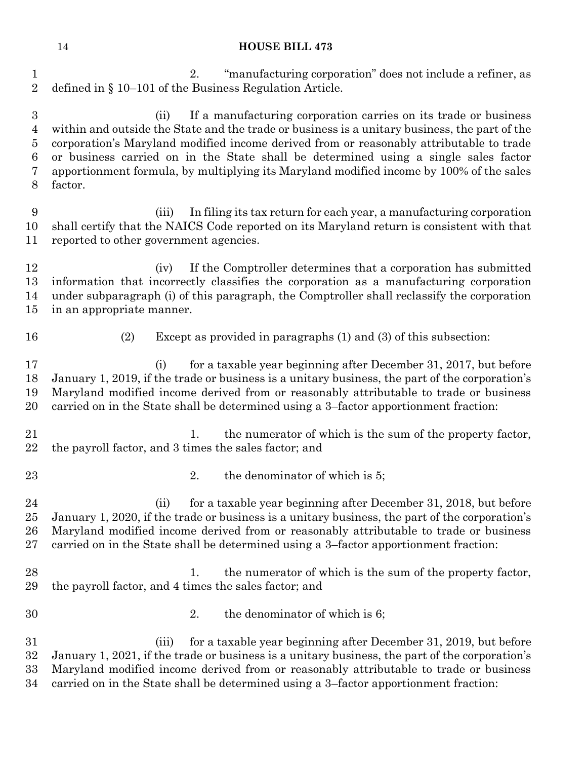2. "manufacturing corporation" does not include a refiner, as defined in § 10–101 of the Business Regulation Article.

(ii) If a manufacturing corporation carries on its trade or business within and outside the State and the trade or business is a unitary business, the part of the corporation's Maryland modified income derived from or reasonably attributable to trade or business carried on in the State shall be determined using a single sales factor apportionment formula, by multiplying its Maryland modified income by 100% of the sales factor.

(iii) In filing its tax return for each year, a manufacturing corporation shall certify that the NAICS Code reported on its Maryland return is consistent with that reported to other government agencies.

(iv) If the Comptroller determines that a corporation has submitted information that incorrectly classifies the corporation as a manufacturing corporation under subparagraph (i) of this paragraph, the Comptroller shall reclassify the corporation in an appropriate manner.

(2) Except as provided in paragraphs (1) and (3) of this subsection:

(i) for a taxable year beginning after December 31, 2017, but before January 1, 2019, if the trade or business is a unitary business, the part of the corporation's Maryland modified income derived from or reasonably attributable to trade or business carried on in the State shall be determined using a 3–factor apportionment fraction:

1. the numerator of which is the sum of the property factor, the payroll factor, and 3 times the sales factor; and

2. the denominator of which is 5;

(ii) for a taxable year beginning after December 31, 2018, but before January 1, 2020, if the trade or business is a unitary business, the part of the corporation's Maryland modified income derived from or reasonably attributable to trade or business carried on in the State shall be determined using a 3–factor apportionment fraction:

1. the numerator of which is the sum of the property factor, the payroll factor, and 4 times the sales factor; and

2. the denominator of which is 6;

(iii) for a taxable year beginning after December 31, 2019, but before January 1, 2021, if the trade or business is a unitary business, the part of the corporation's Maryland modified income derived from or reasonably attributable to trade or business carried on in the State shall be determined using a 3–factor apportionment fraction: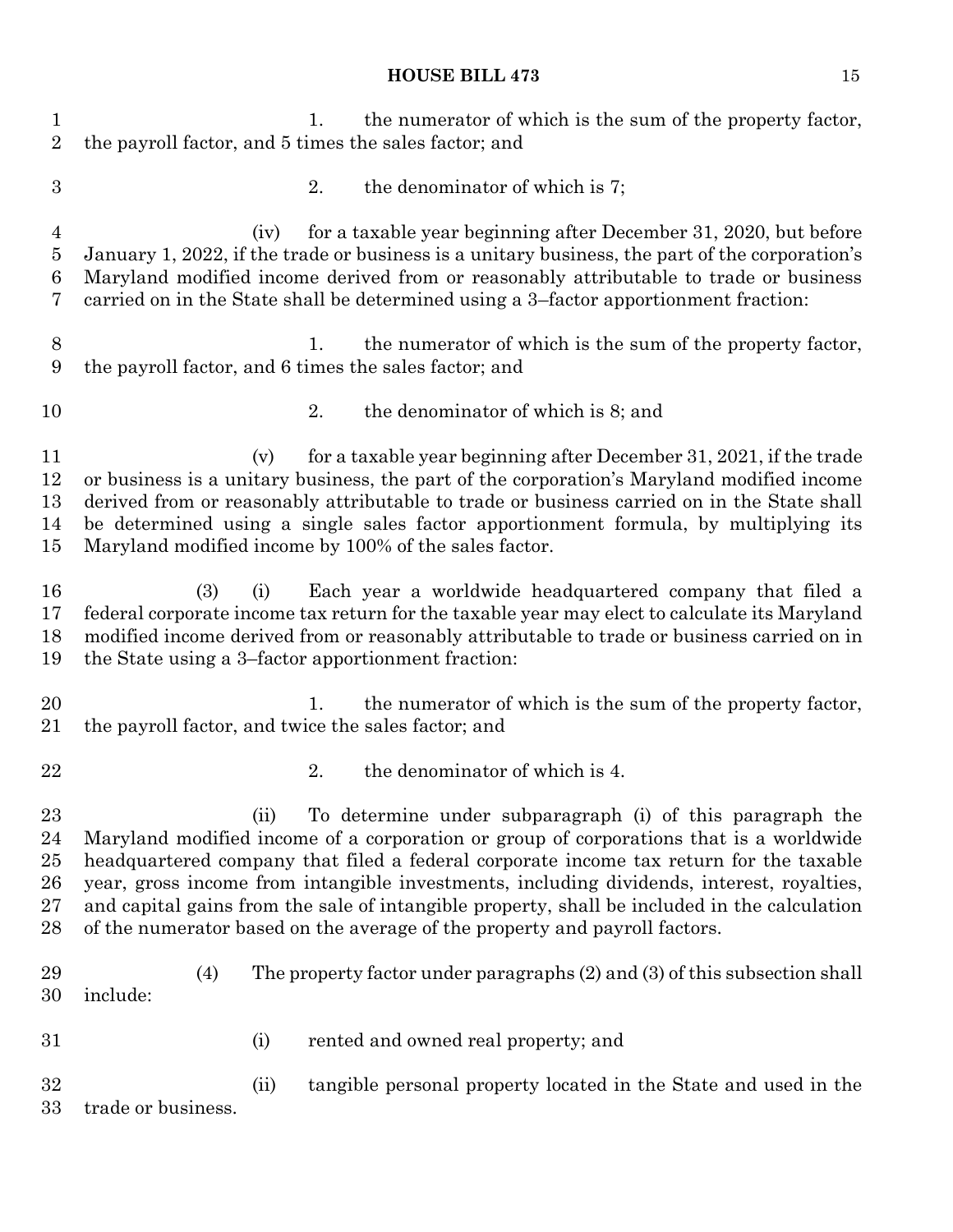1. the numerator of which is the sum of the property factor, the payroll factor, and 5 times the sales factor; and

2. the denominator of which is 7;

(iv) for a taxable year beginning after December 31, 2020, but before January 1, 2022, if the trade or business is a unitary business, the part of the corporation's Maryland modified income derived from or reasonably attributable to trade or business carried on in the State shall be determined using a 3–factor apportionment fraction:

1. the numerator of which is the sum of the property factor, the payroll factor, and 6 times the sales factor; and

2. the denominator of which is 8; and

(v) for a taxable year beginning after December 31, 2021, if the trade or business is a unitary business, the part of the corporation's Maryland modified income derived from or reasonably attributable to trade or business carried on in the State shall be determined using a single sales factor apportionment formula, by multiplying its Maryland modified income by 100% of the sales factor.

(3) (i) Each year a worldwide headquartered company that filed a federal corporate income tax return for the taxable year may elect to calculate its Maryland modified income derived from or reasonably attributable to trade or business carried on in the State using a 3–factor apportionment fraction:

1. the numerator of which is the sum of the property factor, the payroll factor, and twice the sales factor; and

2. the denominator of which is 4.

(ii) To determine under subparagraph (i) of this paragraph the Maryland modified income of a corporation or group of corporations that is a worldwide headquartered company that filed a federal corporate income tax return for the taxable year, gross income from intangible investments, including dividends, interest, royalties, and capital gains from the sale of intangible property, shall be included in the calculation of the numerator based on the average of the property and payroll factors.

(4) The property factor under paragraphs (2) and (3) of this subsection shall include:

(i) rented and owned real property; and

(ii) tangible personal property located in the State and used in the trade or business.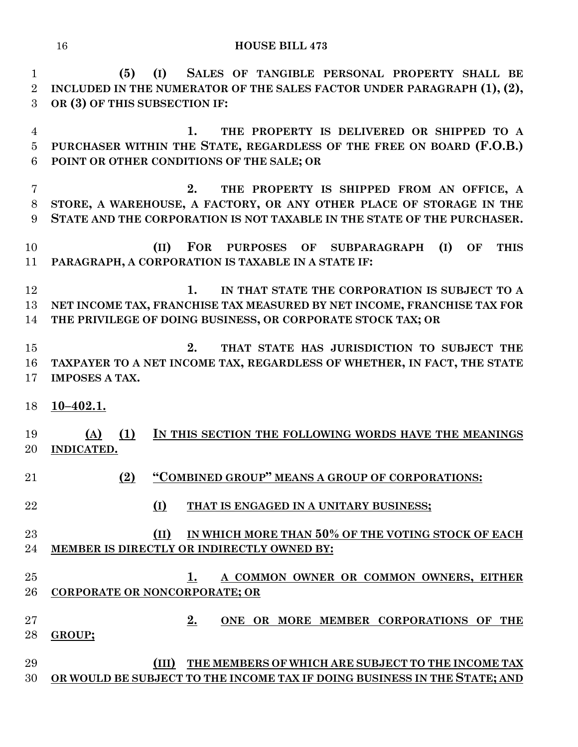(5) (I) SALES OF TANGIBLE PERSONAL PROPERTY SHALL BE INCLUDED IN THE NUMERATOR OF THE SALES FACTOR UNDER PARAGRAPH (1), (2), OR (3) OF THIS SUBSECTION IF:

1. THE PROPERTY IS DELIVERED OR SHIPPED TO A PURCHASER WITHIN THE STATE, REGARDLESS OF THE FREE ON BOARD (F.O.B.) POINT OR OTHER CONDITIONS OF THE SALE; OR

2. THE PROPERTY IS SHIPPED FROM AN OFFICE, A STORE, A WAREHOUSE, A FACTORY, OR ANY OTHER PLACE OF STORAGE IN THE STATE AND THE CORPORATION IS NOT TAXABLE IN THE STATE OF THE PURCHASER.

(II) FOR PURPOSES OF SUBPARAGRAPH (I) OF THIS PARAGRAPH, A CORPORATION IS TAXABLE IN A STATE IF:

1. IN THAT STATE THE CORPORATION IS SUBJECT TO A NET INCOME TAX, FRANCHISE TAX MEASURED BY NET INCOME, FRANCHISE TAX FOR THE PRIVILEGE OF DOING BUSINESS, OR CORPORATE STOCK TAX; OR

2. THAT STATE HAS JURISDICTION TO SUBJECT THE TAXPAYER TO A NET INCOME TAX, REGARDLESS OF WHETHER, IN FACT, THE STATE IMPOSES A TAX.

10–402.1.

(A) (1) IN THIS SECTION THE FOLLOWING WORDS HAVE THE MEANINGS INDICATED.

(2) "COMBINED GROUP" MEANS A GROUP OF CORPORATIONS:

(I) THAT IS ENGAGED IN A UNITARY BUSINESS;

(II) IN WHICH MORE THAN 50% OF THE VOTING STOCK OF EACH MEMBER IS DIRECTLY OR INDIRECTLY OWNED BY:

1. A COMMON OWNER OR COMMON OWNERS, EITHER CORPORATE OR NONCORPORATE; OR

2. ONE OR MORE MEMBER CORPORATIONS OF THE GROUP;

(III) THE MEMBERS OF WHICH ARE SUBJECT TO THE INCOME TAX OR WOULD BE SUBJECT TO THE INCOME TAX IF DOING BUSINESS IN THE STATE; AND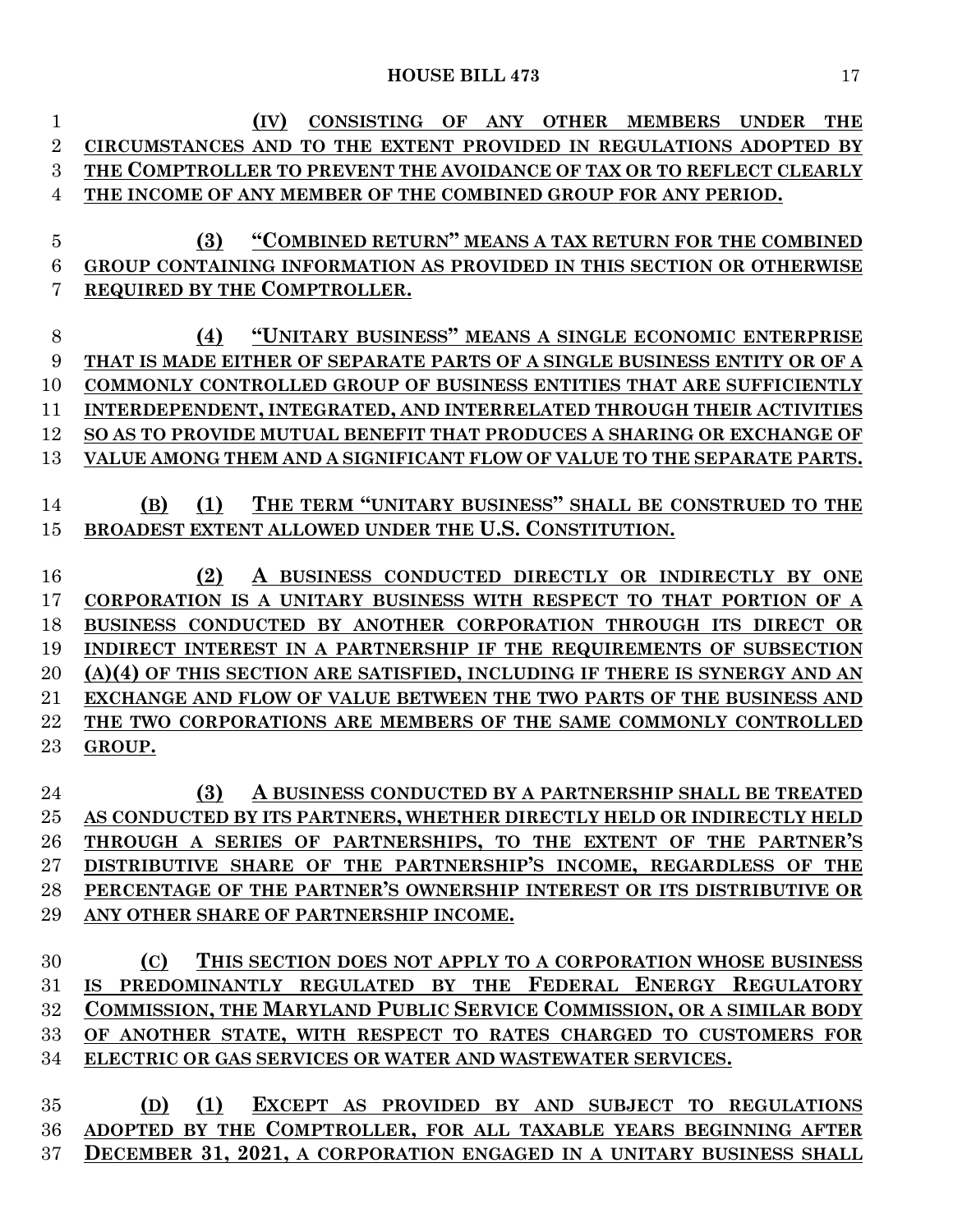(IV) CONSISTING OF ANY OTHER MEMBERS UNDER THE CIRCUMSTANCES AND TO THE EXTENT PROVIDED IN REGULATIONS ADOPTED BY THE COMPTROLLER TO PREVENT THE AVOIDANCE OF TAX OR TO REFLECT CLEARLY THE INCOME OF ANY MEMBER OF THE COMBINED GROUP FOR ANY PERIOD.

(3) "COMBINED RETURN" MEANS A TAX RETURN FOR THE COMBINED GROUP CONTAINING INFORMATION AS PROVIDED IN THIS SECTION OR OTHERWISE REQUIRED BY THE COMPTROLLER.

(4) "UNITARY BUSINESS" MEANS A SINGLE ECONOMIC ENTERPRISE THAT IS MADE EITHER OF SEPARATE PARTS OF A SINGLE BUSINESS ENTITY OR OF A COMMONLY CONTROLLED GROUP OF BUSINESS ENTITIES THAT ARE SUFFICIENTLY INTERDEPENDENT, INTEGRATED, AND INTERRELATED THROUGH THEIR ACTIVITIES SO AS TO PROVIDE MUTUAL BENEFIT THAT PRODUCES A SHARING OR EXCHANGE OF VALUE AMONG THEM AND A SIGNIFICANT FLOW OF VALUE TO THE SEPARATE PARTS.

(B) (1) THE TERM "UNITARY BUSINESS" SHALL BE CONSTRUED TO THE BROADEST EXTENT ALLOWED UNDER THE U.S. CONSTITUTION.

(2) A BUSINESS CONDUCTED DIRECTLY OR INDIRECTLY BY ONE CORPORATION IS A UNITARY BUSINESS WITH RESPECT TO THAT PORTION OF A BUSINESS CONDUCTED BY ANOTHER CORPORATION THROUGH ITS DIRECT OR INDIRECT INTEREST IN A PARTNERSHIP IF THE REQUIREMENTS OF SUBSECTION (A)(4) OF THIS SECTION ARE SATISFIED, INCLUDING IF THERE IS SYNERGY AND AN EXCHANGE AND FLOW OF VALUE BETWEEN THE TWO PARTS OF THE BUSINESS AND THE TWO CORPORATIONS ARE MEMBERS OF THE SAME COMMONLY CONTROLLED GROUP.

(3) A BUSINESS CONDUCTED BY A PARTNERSHIP SHALL BE TREATED AS CONDUCTED BY ITS PARTNERS, WHETHER DIRECTLY HELD OR INDIRECTLY HELD THROUGH A SERIES OF PARTNERSHIPS, TO THE EXTENT OF THE PARTNER'S DISTRIBUTIVE SHARE OF THE PARTNERSHIP'S INCOME, REGARDLESS OF THE PERCENTAGE OF THE PARTNER'S OWNERSHIP INTEREST OR ITS DISTRIBUTIVE OR ANY OTHER SHARE OF PARTNERSHIP INCOME.

(C) THIS SECTION DOES NOT APPLY TO A CORPORATION WHOSE BUSINESS IS PREDOMINANTLY REGULATED BY THE FEDERAL ENERGY REGULATORY COMMISSION, THE MARYLAND PUBLIC SERVICE COMMISSION, OR A SIMILAR BODY OF ANOTHER STATE, WITH RESPECT TO RATES CHARGED TO CUSTOMERS FOR ELECTRIC OR GAS SERVICES OR WATER AND WASTEWATER SERVICES.

(D) (1) EXCEPT AS PROVIDED BY AND SUBJECT TO REGULATIONS ADOPTED BY THE COMPTROLLER, FOR ALL TAXABLE YEARS BEGINNING AFTER DECEMBER 31, 2021, A CORPORATION ENGAGED IN A UNITARY BUSINESS SHALL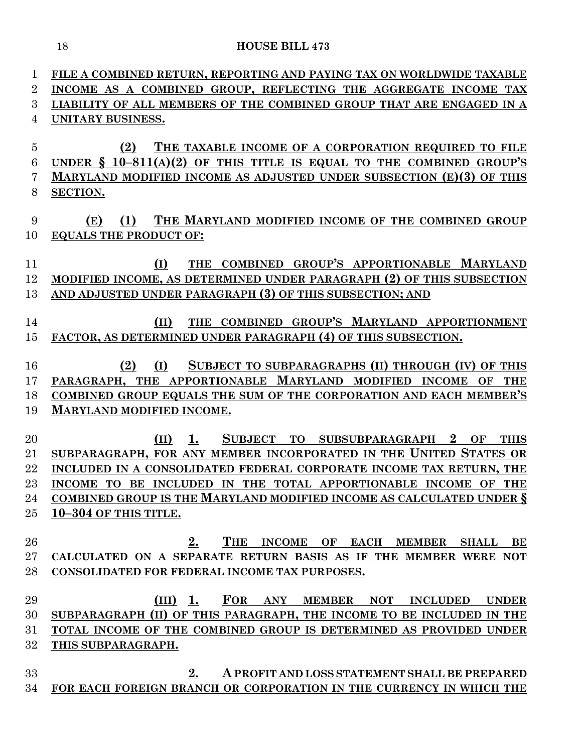FILE A COMBINED RETURN, REPORTING AND PAYING TAX ON WORLDWIDE TAXABLE INCOME AS A COMBINED GROUP, REFLECTING THE AGGREGATE INCOME TAX LIABILITY OF ALL MEMBERS OF THE COMBINED GROUP THAT ARE ENGAGED IN A UNITARY BUSINESS.

(2) THE TAXABLE INCOME OF A CORPORATION REQUIRED TO FILE UNDER § 10–811(A)(2) OF THIS TITLE IS EQUAL TO THE COMBINED GROUP'S MARYLAND MODIFIED INCOME AS ADJUSTED UNDER SUBSECTION (E)(3) OF THIS SECTION.

(E) (1) THE MARYLAND MODIFIED INCOME OF THE COMBINED GROUP EQUALS THE PRODUCT OF:

(I) THE COMBINED GROUP'S APPORTIONABLE MARYLAND MODIFIED INCOME, AS DETERMINED UNDER PARAGRAPH (2) OF THIS SUBSECTION AND ADJUSTED UNDER PARAGRAPH (3) OF THIS SUBSECTION; AND

(II) THE COMBINED GROUP'S MARYLAND APPORTIONMENT FACTOR, AS DETERMINED UNDER PARAGRAPH (4) OF THIS SUBSECTION.

(2) (I) SUBJECT TO SUBPARAGRAPHS (II) THROUGH (IV) OF THIS PARAGRAPH, THE APPORTIONABLE MARYLAND MODIFIED INCOME OF THE COMBINED GROUP EQUALS THE SUM OF THE CORPORATION AND EACH MEMBER'S MARYLAND MODIFIED INCOME.

(II) 1. SUBJECT TO SUBSUBPARAGRAPH 2 OF THIS SUBPARAGRAPH, FOR ANY MEMBER INCORPORATED IN THE UNITED STATES OR INCLUDED IN A CONSOLIDATED FEDERAL CORPORATE INCOME TAX RETURN, THE INCOME TO BE INCLUDED IN THE TOTAL APPORTIONABLE INCOME OF THE COMBINED GROUP IS THE MARYLAND MODIFIED INCOME AS CALCULATED UNDER § 10–304 OF THIS TITLE.

2. THE INCOME OF EACH MEMBER SHALL BE CALCULATED ON A SEPARATE RETURN BASIS AS IF THE MEMBER WERE NOT CONSOLIDATED FOR FEDERAL INCOME TAX PURPOSES.

(III) 1. FOR ANY MEMBER NOT INCLUDED UNDER SUBPARAGRAPH (II) OF THIS PARAGRAPH, THE INCOME TO BE INCLUDED IN THE TOTAL INCOME OF THE COMBINED GROUP IS DETERMINED AS PROVIDED UNDER THIS SUBPARAGRAPH.

2. A PROFIT AND LOSS STATEMENT SHALL BE PREPARED FOR EACH FOREIGN BRANCH OR CORPORATION IN THE CURRENCY IN WHICH THE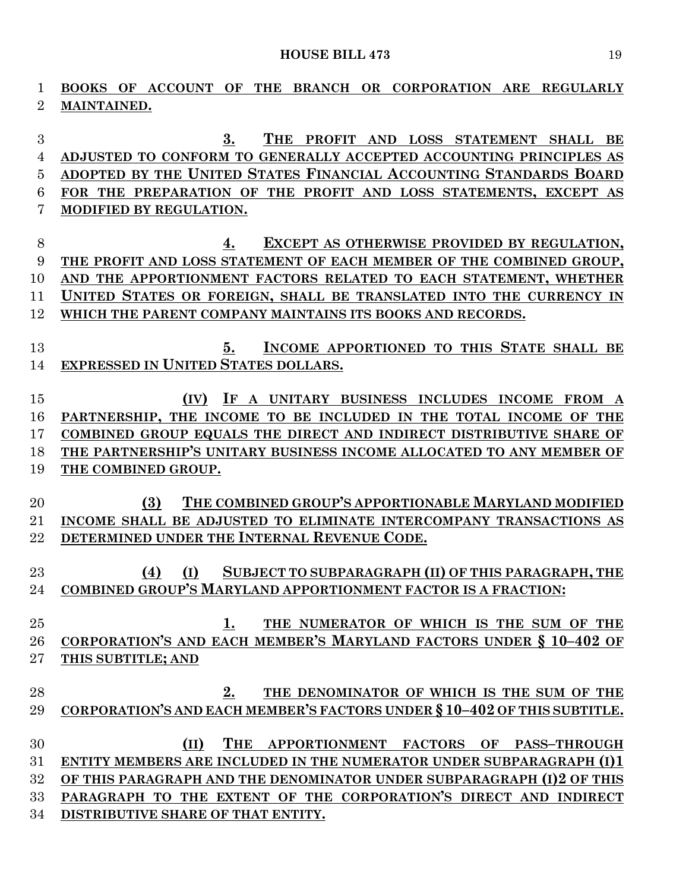**BOOKS OF ACCOUNT OF THE BRANCH OR CORPORATION ARE REGULARLY MAINTAINED.**

**3. THE PROFIT AND LOSS STATEMENT SHALL BE ADJUSTED TO CONFORM TO GENERALLY ACCEPTED ACCOUNTING PRINCIPLES AS ADOPTED BY THE UNITED STATES FINANCIAL ACCOUNTING STANDARDS BOARD FOR THE PREPARATION OF THE PROFIT AND LOSS STATEMENTS, EXCEPT AS MODIFIED BY REGULATION.**

**4. EXCEPT AS OTHERWISE PROVIDED BY REGULATION, THE PROFIT AND LOSS STATEMENT OF EACH MEMBER OF THE COMBINED GROUP, AND THE APPORTIONMENT FACTORS RELATED TO EACH STATEMENT, WHETHER UNITED STATES OR FOREIGN, SHALL BE TRANSLATED INTO THE CURRENCY IN WHICH THE PARENT COMPANY MAINTAINS ITS BOOKS AND RECORDS.**

**5. INCOME APPORTIONED TO THIS STATE SHALL BE EXPRESSED IN UNITED STATES DOLLARS.**

**(IV) IF A UNITARY BUSINESS INCLUDES INCOME FROM A PARTNERSHIP, THE INCOME TO BE INCLUDED IN THE TOTAL INCOME OF THE COMBINED GROUP EQUALS THE DIRECT AND INDIRECT DISTRIBUTIVE SHARE OF THE PARTNERSHIP'S UNITARY BUSINESS INCOME ALLOCATED TO ANY MEMBER OF THE COMBINED GROUP.**

**(3) THE COMBINED GROUP'S APPORTIONABLE MARYLAND MODIFIED INCOME SHALL BE ADJUSTED TO ELIMINATE INTERCOMPANY TRANSACTIONS AS DETERMINED UNDER THE INTERNAL REVENUE CODE.**

**(4) (I) SUBJECT TO SUBPARAGRAPH (II) OF THIS PARAGRAPH, THE COMBINED GROUP'S MARYLAND APPORTIONMENT FACTOR IS A FRACTION:**

**1. THE NUMERATOR OF WHICH IS THE SUM OF THE CORPORATION'S AND EACH MEMBER'S MARYLAND FACTORS UNDER § 10–402 OF THIS SUBTITLE; AND**

**2. THE DENOMINATOR OF WHICH IS THE SUM OF THE CORPORATION'S AND EACH MEMBER'S FACTORS UNDER § 10–402 OF THIS SUBTITLE.**

**(II) THE APPORTIONMENT FACTORS OF PASS–THROUGH ENTITY MEMBERS ARE INCLUDED IN THE NUMERATOR UNDER SUBPARAGRAPH (I)1 OF THIS PARAGRAPH AND THE DENOMINATOR UNDER SUBPARAGRAPH (I)2 OF THIS PARAGRAPH TO THE EXTENT OF THE CORPORATION'S DIRECT AND INDIRECT DISTRIBUTIVE SHARE OF THAT ENTITY.**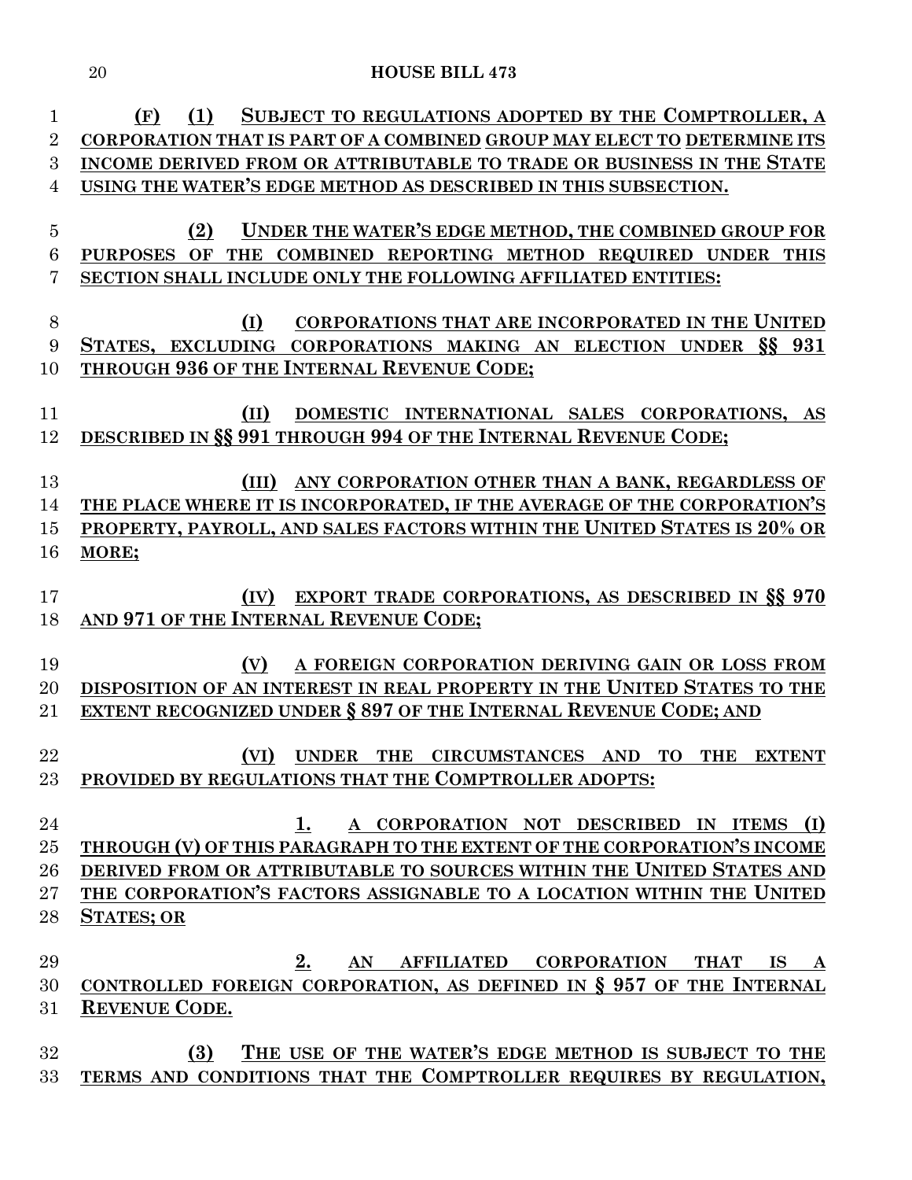**(F) (1) SUBJECT TO REGULATIONS ADOPTED BY THE COMPTROLLER, A CORPORATION THAT IS PART OF A COMBINED GROUP MAY ELECT TO DETERMINE ITS INCOME DERIVED FROM OR ATTRIBUTABLE TO TRADE OR BUSINESS IN THE STATE USING THE WATER'S EDGE METHOD AS DESCRIBED IN THIS SUBSECTION.**

**(2) UNDER THE WATER'S EDGE METHOD, THE COMBINED GROUP FOR PURPOSES OF THE COMBINED REPORTING METHOD REQUIRED UNDER THIS SECTION SHALL INCLUDE ONLY THE FOLLOWING AFFILIATED ENTITIES:**

**(I) CORPORATIONS THAT ARE INCORPORATED IN THE UNITED STATES, EXCLUDING CORPORATIONS MAKING AN ELECTION UNDER §§ 931 THROUGH 936 OF THE INTERNAL REVENUE CODE;**

**(II) DOMESTIC INTERNATIONAL SALES CORPORATIONS, AS DESCRIBED IN §§ 991 THROUGH 994 OF THE INTERNAL REVENUE CODE;**

**(III) ANY CORPORATION OTHER THAN A BANK, REGARDLESS OF THE PLACE WHERE IT IS INCORPORATED, IF THE AVERAGE OF THE CORPORATION'S PROPERTY, PAYROLL, AND SALES FACTORS WITHIN THE UNITED STATES IS 20% OR MORE;**

**(IV) EXPORT TRADE CORPORATIONS, AS DESCRIBED IN §§ 970 AND 971 OF THE INTERNAL REVENUE CODE;**

**(V) A FOREIGN CORPORATION DERIVING GAIN OR LOSS FROM DISPOSITION OF AN INTEREST IN REAL PROPERTY IN THE UNITED STATES TO THE EXTENT RECOGNIZED UNDER § 897 OF THE INTERNAL REVENUE CODE; AND**

**(VI) UNDER THE CIRCUMSTANCES AND TO THE EXTENT PROVIDED BY REGULATIONS THAT THE COMPTROLLER ADOPTS:**

**1. A CORPORATION NOT DESCRIBED IN ITEMS (I) THROUGH (V) OF THIS PARAGRAPH TO THE EXTENT OF THE CORPORATION'S INCOME DERIVED FROM OR ATTRIBUTABLE TO SOURCES WITHIN THE UNITED STATES AND THE CORPORATION'S FACTORS ASSIGNABLE TO A LOCATION WITHIN THE UNITED STATES; OR**

**2. AN AFFILIATED CORPORATION THAT IS A CONTROLLED FOREIGN CORPORATION, AS DEFINED IN § 957 OF THE INTERNAL REVENUE CODE.**

**(3) THE USE OF THE WATER'S EDGE METHOD IS SUBJECT TO THE TERMS AND CONDITIONS THAT THE COMPTROLLER REQUIRES BY REGULATION,**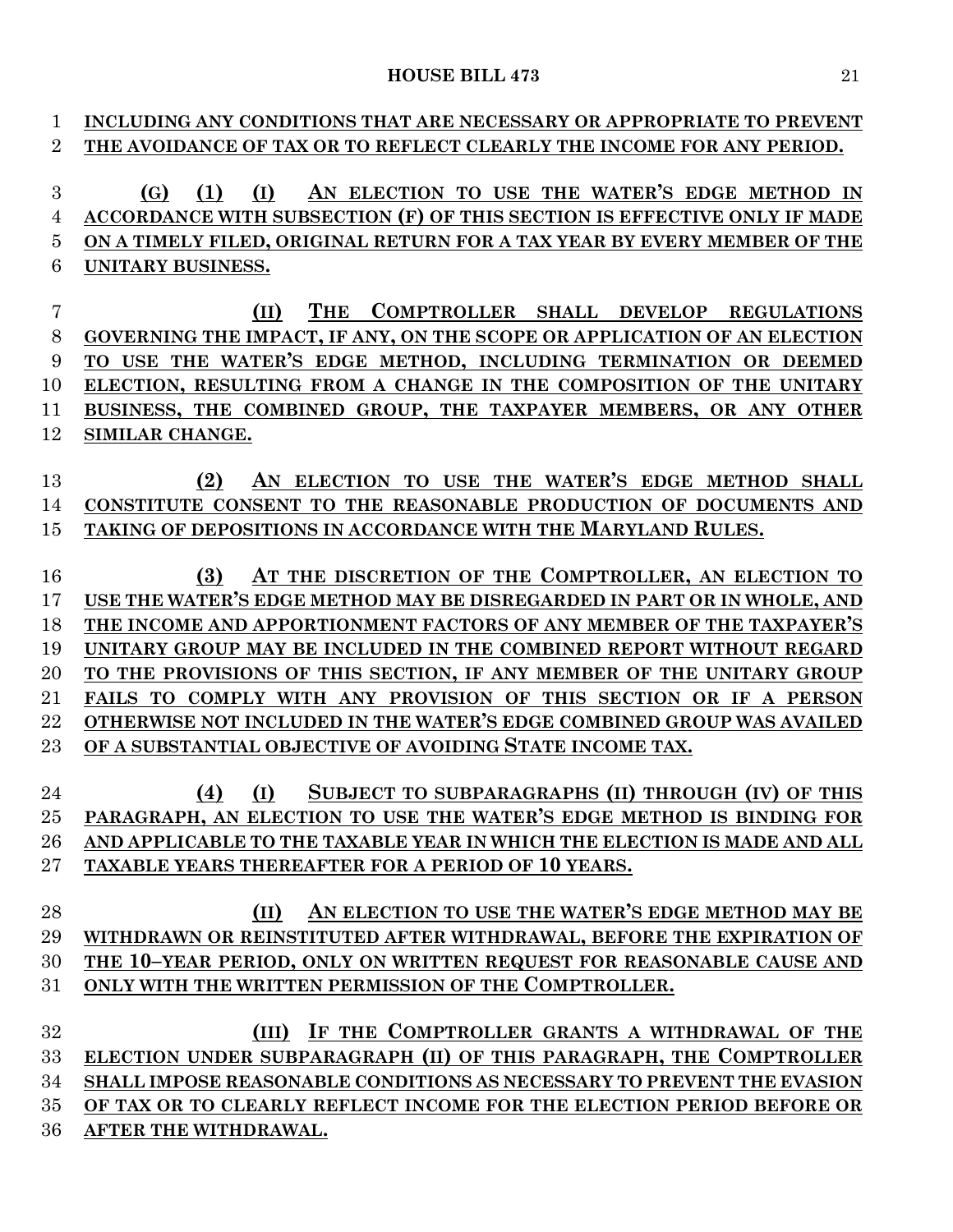**INCLUDING ANY CONDITIONS THAT ARE NECESSARY OR APPROPRIATE TO PREVENT THE AVOIDANCE OF TAX OR TO REFLECT CLEARLY THE INCOME FOR ANY PERIOD.**

**(G) (1) (I) AN ELECTION TO USE THE WATER'S EDGE METHOD IN ACCORDANCE WITH SUBSECTION (F) OF THIS SECTION IS EFFECTIVE ONLY IF MADE ON A TIMELY FILED, ORIGINAL RETURN FOR A TAX YEAR BY EVERY MEMBER OF THE UNITARY BUSINESS.**

**(II) THE COMPTROLLER SHALL DEVELOP REGULATIONS GOVERNING THE IMPACT, IF ANY, ON THE SCOPE OR APPLICATION OF AN ELECTION TO USE THE WATER'S EDGE METHOD, INCLUDING TERMINATION OR DEEMED ELECTION, RESULTING FROM A CHANGE IN THE COMPOSITION OF THE UNITARY BUSINESS, THE COMBINED GROUP, THE TAXPAYER MEMBERS, OR ANY OTHER SIMILAR CHANGE.**

**(2) AN ELECTION TO USE THE WATER'S EDGE METHOD SHALL CONSTITUTE CONSENT TO THE REASONABLE PRODUCTION OF DOCUMENTS AND TAKING OF DEPOSITIONS IN ACCORDANCE WITH THE MARYLAND RULES.**

**(3) AT THE DISCRETION OF THE COMPTROLLER, AN ELECTION TO USE THE WATER'S EDGE METHOD MAY BE DISREGARDED IN PART OR IN WHOLE, AND THE INCOME AND APPORTIONMENT FACTORS OF ANY MEMBER OF THE TAXPAYER'S UNITARY GROUP MAY BE INCLUDED IN THE COMBINED REPORT WITHOUT REGARD TO THE PROVISIONS OF THIS SECTION, IF ANY MEMBER OF THE UNITARY GROUP FAILS TO COMPLY WITH ANY PROVISION OF THIS SECTION OR IF A PERSON OTHERWISE NOT INCLUDED IN THE WATER'S EDGE COMBINED GROUP WAS AVAILED OF A SUBSTANTIAL OBJECTIVE OF AVOIDING STATE INCOME TAX.**

**(4) (I) SUBJECT TO SUBPARAGRAPHS (II) THROUGH (IV) OF THIS PARAGRAPH, AN ELECTION TO USE THE WATER'S EDGE METHOD IS BINDING FOR AND APPLICABLE TO THE TAXABLE YEAR IN WHICH THE ELECTION IS MADE AND ALL TAXABLE YEARS THEREAFTER FOR A PERIOD OF 10 YEARS.**

**(II) AN ELECTION TO USE THE WATER'S EDGE METHOD MAY BE WITHDRAWN OR REINSTITUTED AFTER WITHDRAWAL, BEFORE THE EXPIRATION OF THE 10–YEAR PERIOD, ONLY ON WRITTEN REQUEST FOR REASONABLE CAUSE AND ONLY WITH THE WRITTEN PERMISSION OF THE COMPTROLLER.**

**(III) IF THE COMPTROLLER GRANTS A WITHDRAWAL OF THE ELECTION UNDER SUBPARAGRAPH (II) OF THIS PARAGRAPH, THE COMPTROLLER SHALL IMPOSE REASONABLE CONDITIONS AS NECESSARY TO PREVENT THE EVASION OF TAX OR TO CLEARLY REFLECT INCOME FOR THE ELECTION PERIOD BEFORE OR AFTER THE WITHDRAWAL.**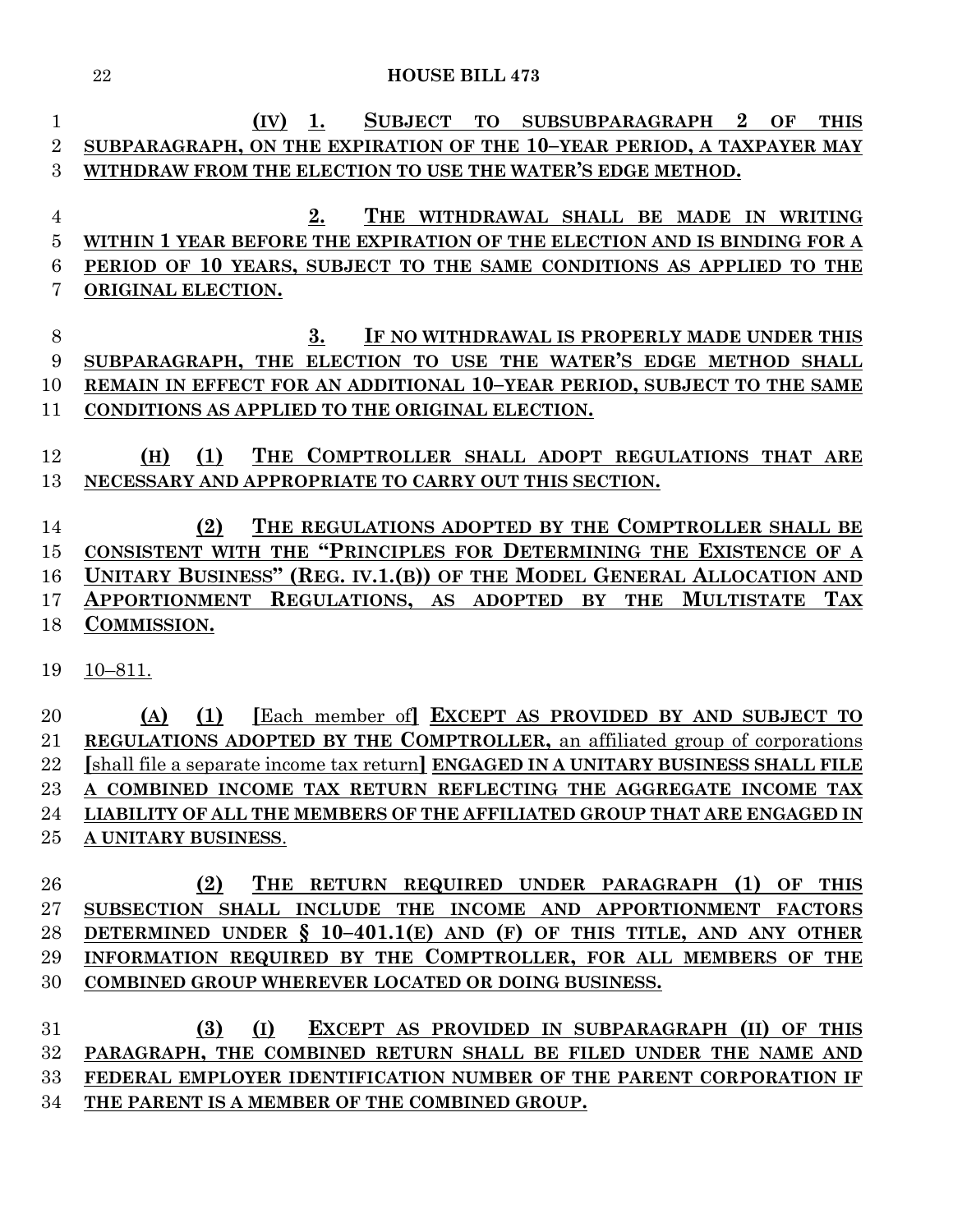(IV) 1. SUBJECT TO SUBSUBPARAGRAPH 2 OF THIS SUBPARAGRAPH, ON THE EXPIRATION OF THE 10–YEAR PERIOD, A TAXPAYER MAY WITHDRAW FROM THE ELECTION TO USE THE WATER'S EDGE METHOD.

2. THE WITHDRAWAL SHALL BE MADE IN WRITING WITHIN 1 YEAR BEFORE THE EXPIRATION OF THE ELECTION AND IS BINDING FOR A PERIOD OF 10 YEARS, SUBJECT TO THE SAME CONDITIONS AS APPLIED TO THE ORIGINAL ELECTION.

3. IF NO WITHDRAWAL IS PROPERLY MADE UNDER THIS SUBPARAGRAPH, THE ELECTION TO USE THE WATER'S EDGE METHOD SHALL REMAIN IN EFFECT FOR AN ADDITIONAL 10–YEAR PERIOD, SUBJECT TO THE SAME CONDITIONS AS APPLIED TO THE ORIGINAL ELECTION.

(H) (1) THE COMPTROLLER SHALL ADOPT REGULATIONS THAT ARE NECESSARY AND APPROPRIATE TO CARRY OUT THIS SECTION.

(2) THE REGULATIONS ADOPTED BY THE COMPTROLLER SHALL BE CONSISTENT WITH THE "PRINCIPLES FOR DETERMINING THE EXISTENCE OF A UNITARY BUSINESS" (REG. IV.1.(B)) OF THE MODEL GENERAL ALLOCATION AND APPORTIONMENT REGULATIONS, AS ADOPTED BY THE MULTISTATE TAX COMMISSION.

10–811.

(A) (1) [Each member of] EXCEPT AS PROVIDED BY AND SUBJECT TO REGULATIONS ADOPTED BY THE COMPTROLLER, an affiliated group of corporations [shall file a separate income tax return] ENGAGED IN A UNITARY BUSINESS SHALL FILE A COMBINED INCOME TAX RETURN REFLECTING THE AGGREGATE INCOME TAX LIABILITY OF ALL THE MEMBERS OF THE AFFILIATED GROUP THAT ARE ENGAGED IN A UNITARY BUSINESS.

(2) THE RETURN REQUIRED UNDER PARAGRAPH (1) OF THIS SUBSECTION SHALL INCLUDE THE INCOME AND APPORTIONMENT FACTORS DETERMINED UNDER § 10–401.1(E) AND (F) OF THIS TITLE, AND ANY OTHER INFORMATION REQUIRED BY THE COMPTROLLER, FOR ALL MEMBERS OF THE COMBINED GROUP WHEREVER LOCATED OR DOING BUSINESS.

(3) (I) EXCEPT AS PROVIDED IN SUBPARAGRAPH (II) OF THIS PARAGRAPH, THE COMBINED RETURN SHALL BE FILED UNDER THE NAME AND FEDERAL EMPLOYER IDENTIFICATION NUMBER OF THE PARENT CORPORATION IF THE PARENT IS A MEMBER OF THE COMBINED GROUP.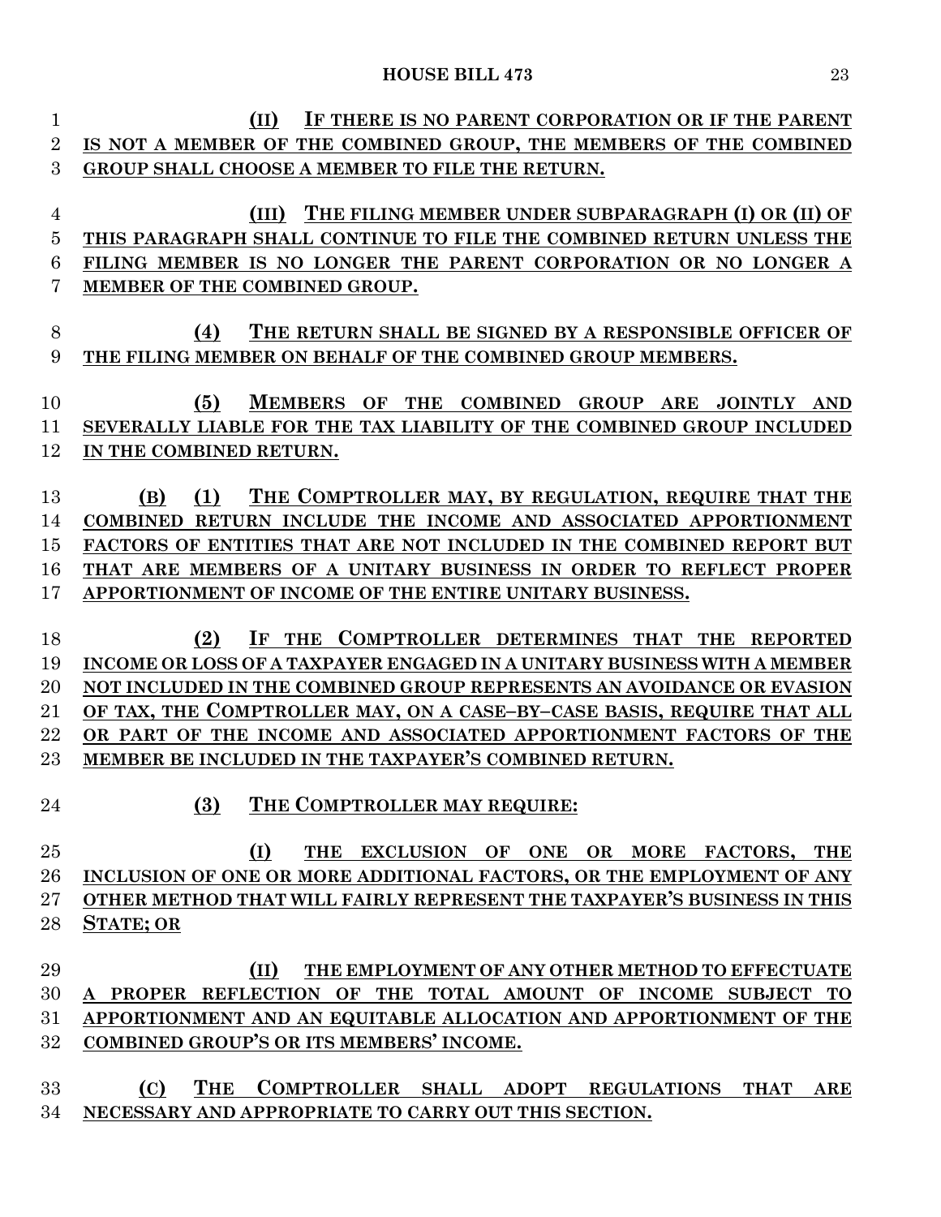**(II) IF THERE IS NO PARENT CORPORATION OR IF THE PARENT IS NOT A MEMBER OF THE COMBINED GROUP, THE MEMBERS OF THE COMBINED GROUP SHALL CHOOSE A MEMBER TO FILE THE RETURN.**

**(III) THE FILING MEMBER UNDER SUBPARAGRAPH (I) OR (II) OF THIS PARAGRAPH SHALL CONTINUE TO FILE THE COMBINED RETURN UNLESS THE FILING MEMBER IS NO LONGER THE PARENT CORPORATION OR NO LONGER A MEMBER OF THE COMBINED GROUP.**

**(4) THE RETURN SHALL BE SIGNED BY A RESPONSIBLE OFFICER OF THE FILING MEMBER ON BEHALF OF THE COMBINED GROUP MEMBERS.**

**(5) MEMBERS OF THE COMBINED GROUP ARE JOINTLY AND SEVERALLY LIABLE FOR THE TAX LIABILITY OF THE COMBINED GROUP INCLUDED IN THE COMBINED RETURN.**

**(B) (1) THE COMPTROLLER MAY, BY REGULATION, REQUIRE THAT THE COMBINED RETURN INCLUDE THE INCOME AND ASSOCIATED APPORTIONMENT FACTORS OF ENTITIES THAT ARE NOT INCLUDED IN THE COMBINED REPORT BUT THAT ARE MEMBERS OF A UNITARY BUSINESS IN ORDER TO REFLECT PROPER APPORTIONMENT OF INCOME OF THE ENTIRE UNITARY BUSINESS.**

**(2) IF THE COMPTROLLER DETERMINES THAT THE REPORTED INCOME OR LOSS OF A TAXPAYER ENGAGED IN A UNITARY BUSINESS WITH A MEMBER NOT INCLUDED IN THE COMBINED GROUP REPRESENTS AN AVOIDANCE OR EVASION OF TAX, THE COMPTROLLER MAY, ON A CASE–BY–CASE BASIS, REQUIRE THAT ALL OR PART OF THE INCOME AND ASSOCIATED APPORTIONMENT FACTORS OF THE MEMBER BE INCLUDED IN THE TAXPAYER'S COMBINED RETURN.**

**(3) THE COMPTROLLER MAY REQUIRE:**

**(I) THE EXCLUSION OF ONE OR MORE FACTORS, THE INCLUSION OF ONE OR MORE ADDITIONAL FACTORS, OR THE EMPLOYMENT OF ANY OTHER METHOD THAT WILL FAIRLY REPRESENT THE TAXPAYER'S BUSINESS IN THIS STATE; OR**

**(II) THE EMPLOYMENT OF ANY OTHER METHOD TO EFFECTUATE A PROPER REFLECTION OF THE TOTAL AMOUNT OF INCOME SUBJECT TO APPORTIONMENT AND AN EQUITABLE ALLOCATION AND APPORTIONMENT OF THE COMBINED GROUP'S OR ITS MEMBERS' INCOME.**

**(C) THE COMPTROLLER SHALL ADOPT REGULATIONS THAT ARE NECESSARY AND APPROPRIATE TO CARRY OUT THIS SECTION.**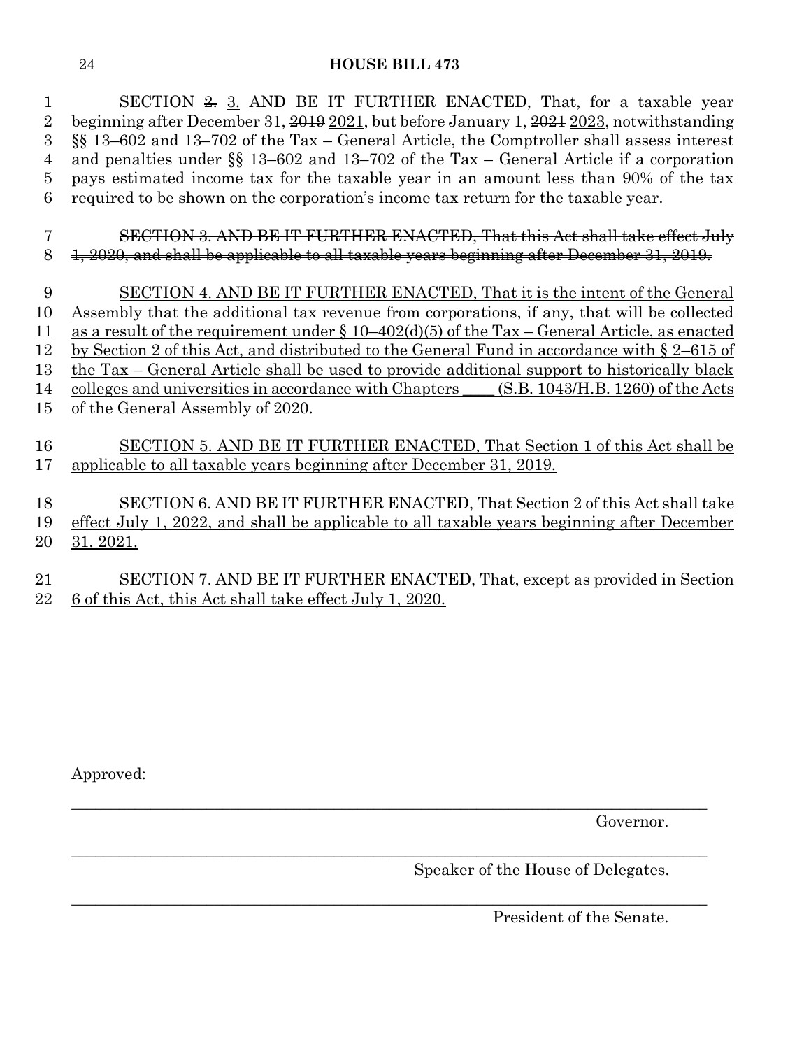SECTION ~~2.~~ 3. AND BE IT FURTHER ENACTED, That, for a taxable year beginning after December 31, ~~2019~~ 2021, but before January 1, ~~2021~~ 2023, notwithstanding §§ 13–602 and 13–702 of the Tax – General Article, the Comptroller shall assess interest and penalties under §§ 13–602 and 13–702 of the Tax – General Article if a corporation pays estimated income tax for the taxable year in an amount less than 90% of the tax required to be shown on the corporation's income tax return for the taxable year.

~~SECTION 3. AND BE IT FURTHER ENACTED, That this Act shall take effect July 1, 2020, and shall be applicable to all taxable years beginning after December 31, 2019.~~

SECTION 4. AND BE IT FURTHER ENACTED, That it is the intent of the General Assembly that the additional tax revenue from corporations, if any, that will be collected as a result of the requirement under § 10–402(d)(5) of the Tax – General Article, as enacted by Section 2 of this Act, and distributed to the General Fund in accordance with § 2–615 of the Tax – General Article shall be used to provide additional support to historically black colleges and universities in accordance with Chapters ____ (S.B. 1043/H.B. 1260) of the Acts of the General Assembly of 2020.

SECTION 5. AND BE IT FURTHER ENACTED, That Section 1 of this Act shall be applicable to all taxable years beginning after December 31, 2019.

SECTION 6. AND BE IT FURTHER ENACTED, That Section 2 of this Act shall take effect July 1, 2022, and shall be applicable to all taxable years beginning after December 31, 2021.

SECTION 7. AND BE IT FURTHER ENACTED, That, except as provided in Section 6 of this Act, this Act shall take effect July 1, 2020.

Approved:

\_\_\_\_\_\_\_\_\_\_\_\_\_\_\_\_\_\_\_\_\_\_\_\_\_\_\_\_\_\_\_\_\_\_\_\_\_\_\_\_

Governor.

\_\_\_\_\_\_\_\_\_\_\_\_\_\_\_\_\_\_\_\_\_\_\_\_\_\_\_\_\_\_\_\_\_\_\_\_\_\_\_\_

Speaker of the House of Delegates.

\_\_\_\_\_\_\_\_\_\_\_\_\_\_\_\_\_\_\_\_\_\_\_\_\_\_\_\_\_\_\_\_\_\_\_\_\_\_\_\_

President of the Senate.